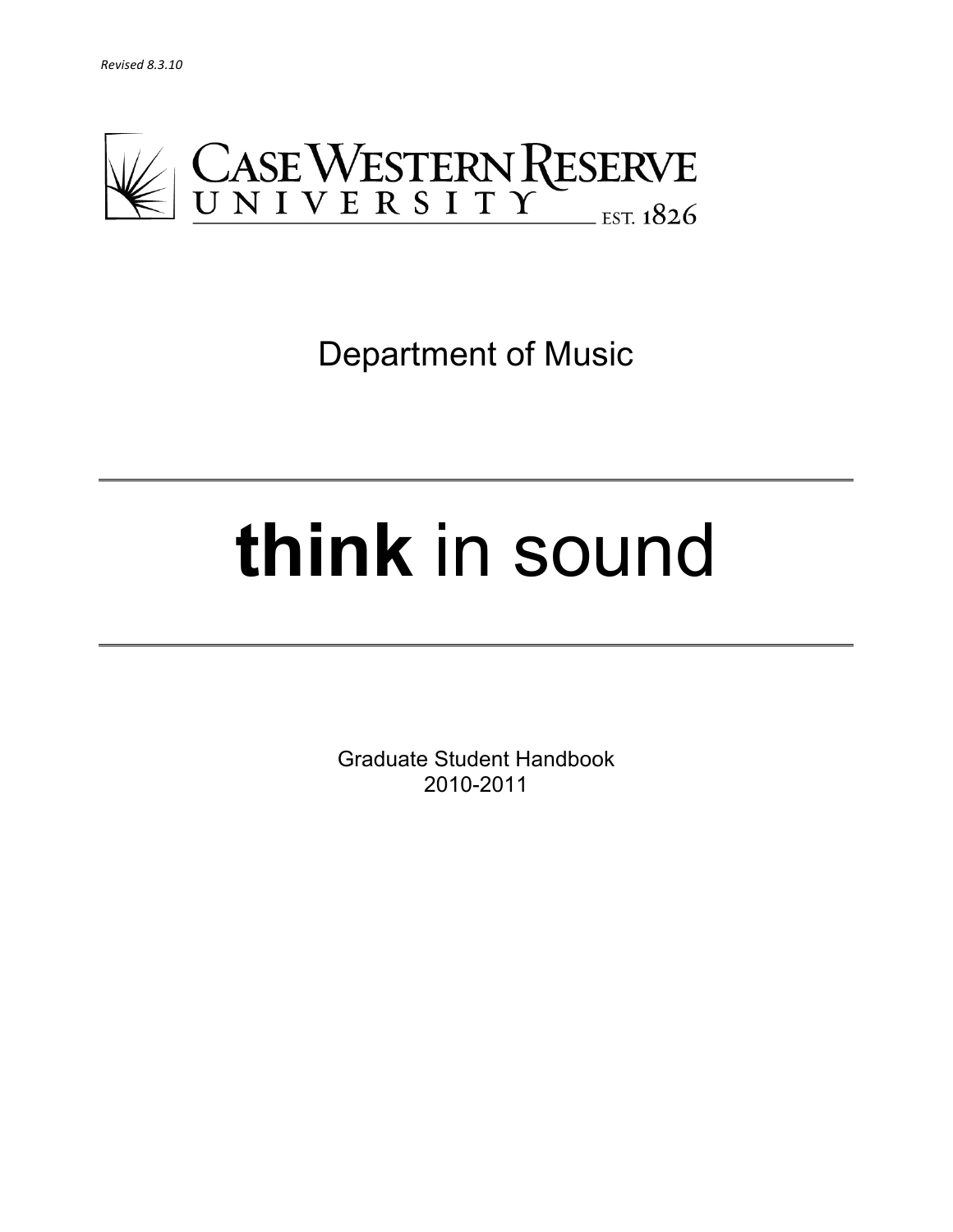*Revised 8.3.10*

CASE WESTERN RESERVE UNIVERSITY EST. 1826

# Department of Music

# **think** in sound

Graduate Student Handbook
2010-2011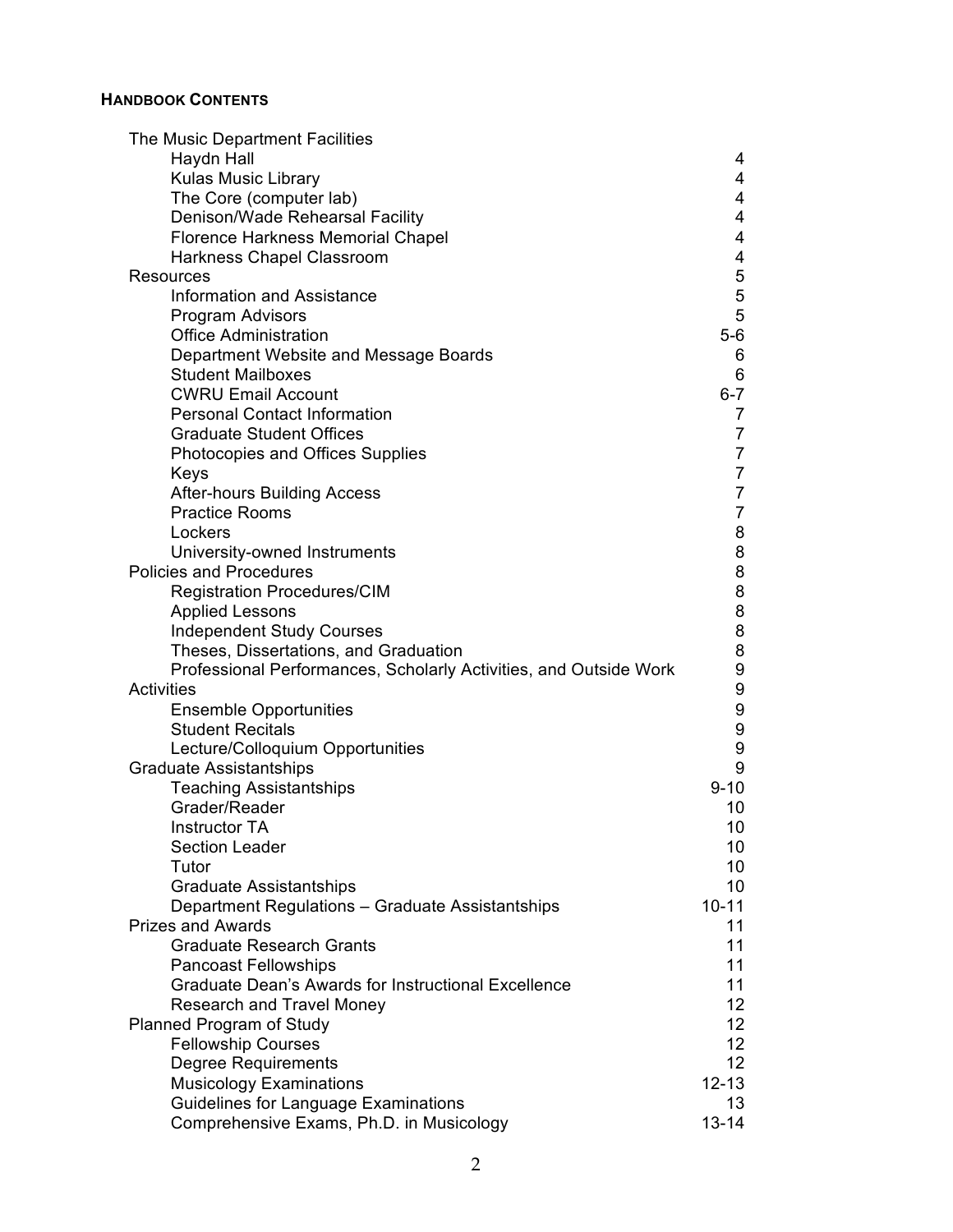**HANDBOOK CONTENTS**

| | |
|---|---|
| The Music Department Facilities | |
| Haydn Hall | 4 |
| Kulas Music Library | 4 |
| The Core (computer lab) | 4 |
| Denison/Wade Rehearsal Facility | 4 |
| Florence Harkness Memorial Chapel | 4 |
| Harkness Chapel Classroom | 4 |
| Resources | 5 |
| Information and Assistance | 5 |
| Program Advisors | 5 |
| Office Administration | 5-6 |
| Department Website and Message Boards | 6 |
| Student Mailboxes | 6 |
| CWRU Email Account | 6-7 |
| Personal Contact Information | 7 |
| Graduate Student Offices | 7 |
| Photocopies and Offices Supplies | 7 |
| Keys | 7 |
| After-hours Building Access | 7 |
| Practice Rooms | 7 |
| Lockers | 8 |
| University-owned Instruments | 8 |
| Policies and Procedures | 8 |
| Registration Procedures/CIM | 8 |
| Applied Lessons | 8 |
| Independent Study Courses | 8 |
| Theses, Dissertations, and Graduation | 8 |
| Professional Performances, Scholarly Activities, and Outside Work | 9 |
| Activities | 9 |
| Ensemble Opportunities | 9 |
| Student Recitals | 9 |
| Lecture/Colloquium Opportunities | 9 |
| Graduate Assistantships | 9 |
| Teaching Assistantships | 9-10 |
| Grader/Reader | 10 |
| Instructor TA | 10 |
| Section Leader | 10 |
| Tutor | 10 |
| Graduate Assistantships | 10 |
| Department Regulations – Graduate Assistantships | 10-11 |
| Prizes and Awards | 11 |
| Graduate Research Grants | 11 |
| Pancoast Fellowships | 11 |
| Graduate Dean's Awards for Instructional Excellence | 11 |
| Research and Travel Money | 12 |
| Planned Program of Study | 12 |
| Fellowship Courses | 12 |
| Degree Requirements | 12 |
| Musicology Examinations | 12-13 |
| Guidelines for Language Examinations | 13 |
| Comprehensive Exams, Ph.D. in Musicology | 13-14 |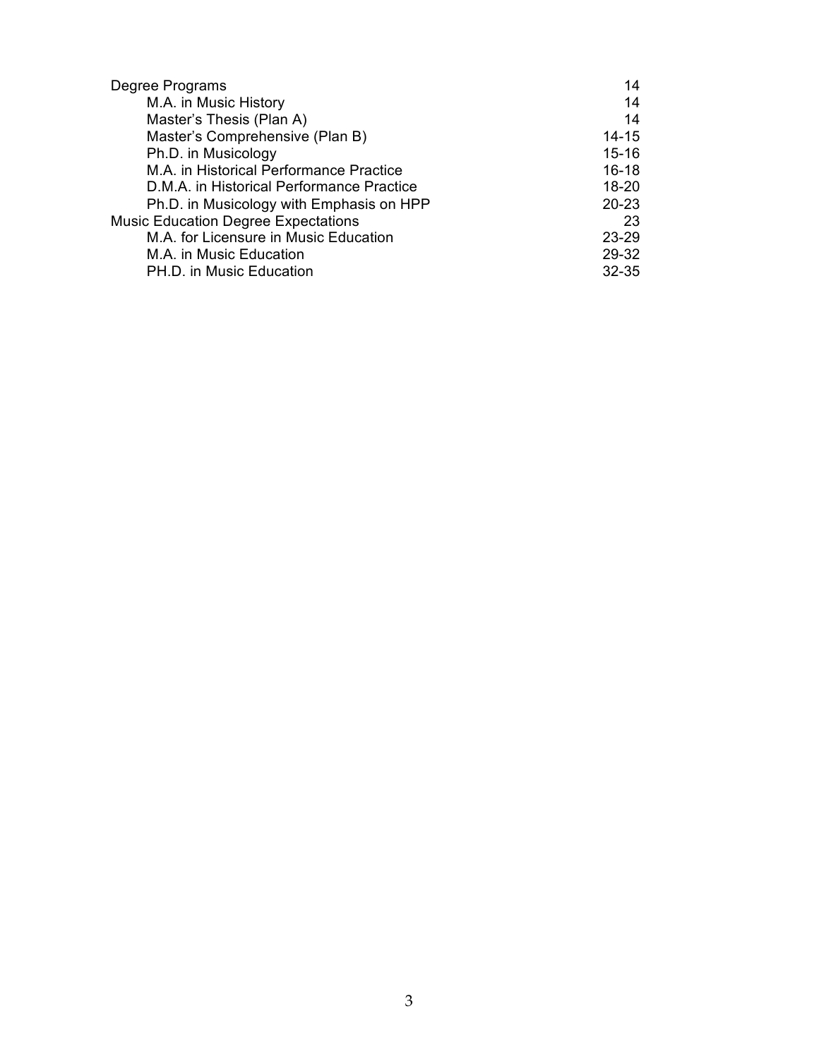| | |
|---|---|
| Degree Programs | 14 |
| M.A. in Music History | 14 |
| Master's Thesis (Plan A) | 14 |
| Master's Comprehensive (Plan B) | 14-15 |
| Ph.D. in Musicology | 15-16 |
| M.A. in Historical Performance Practice | 16-18 |
| D.M.A. in Historical Performance Practice | 18-20 |
| Ph.D. in Musicology with Emphasis on HPP | 20-23 |
| Music Education Degree Expectations | 23 |
| M.A. for Licensure in Music Education | 23-29 |
| M.A. in Music Education | 29-32 |
| PH.D. in Music Education | 32-35 |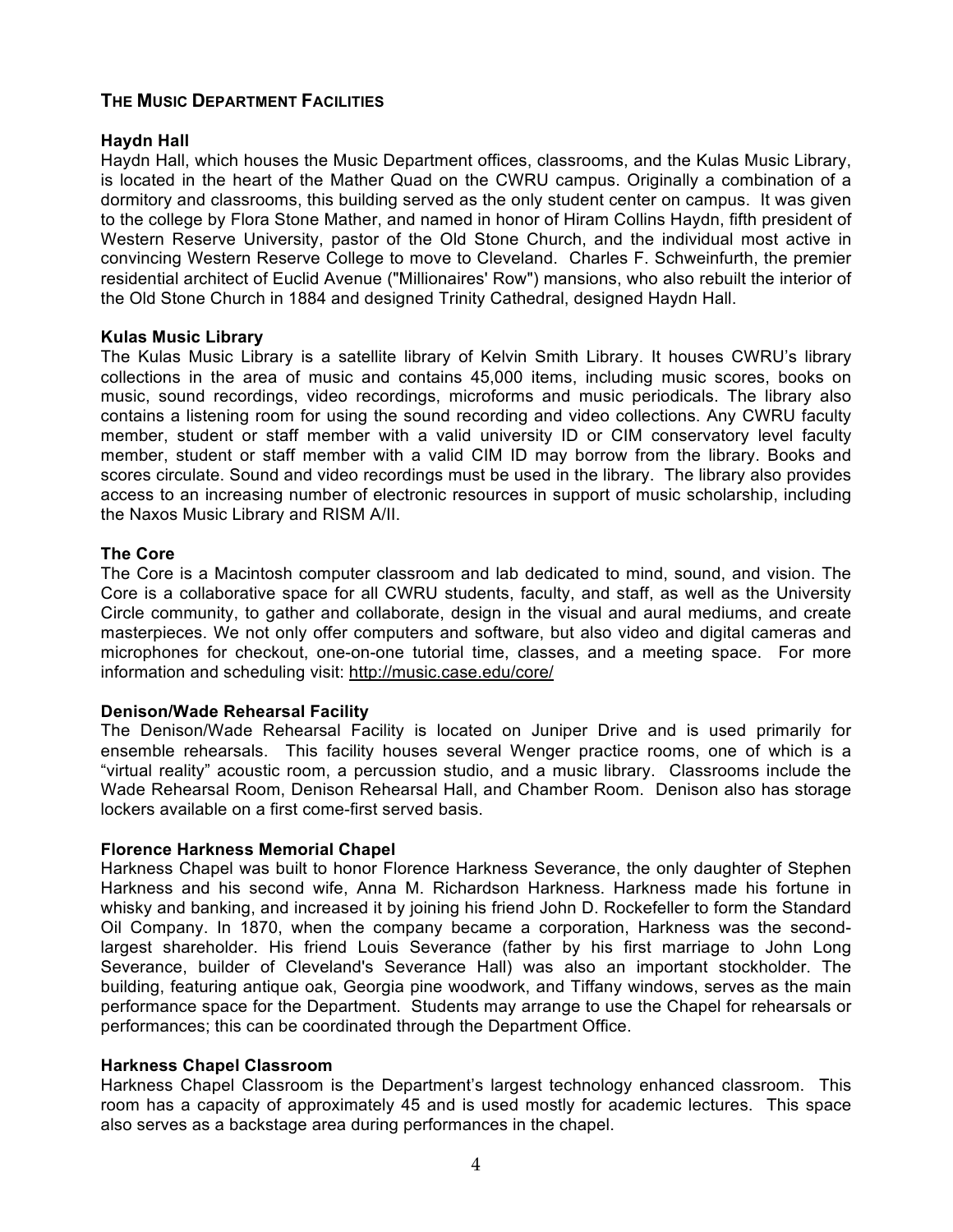## THE MUSIC DEPARTMENT FACILITIES

### Haydn Hall

Haydn Hall, which houses the Music Department offices, classrooms, and the Kulas Music Library, is located in the heart of the Mather Quad on the CWRU campus. Originally a combination of a dormitory and classrooms, this building served as the only student center on campus. It was given to the college by Flora Stone Mather, and named in honor of Hiram Collins Haydn, fifth president of Western Reserve University, pastor of the Old Stone Church, and the individual most active in convincing Western Reserve College to move to Cleveland. Charles F. Schweinfurth, the premier residential architect of Euclid Avenue ("Millionaires' Row") mansions, who also rebuilt the interior of the Old Stone Church in 1884 and designed Trinity Cathedral, designed Haydn Hall.

### Kulas Music Library

The Kulas Music Library is a satellite library of Kelvin Smith Library. It houses CWRU's library collections in the area of music and contains 45,000 items, including music scores, books on music, sound recordings, video recordings, microforms and music periodicals. The library also contains a listening room for using the sound recording and video collections. Any CWRU faculty member, student or staff member with a valid university ID or CIM conservatory level faculty member, student or staff member with a valid CIM ID may borrow from the library. Books and scores circulate. Sound and video recordings must be used in the library. The library also provides access to an increasing number of electronic resources in support of music scholarship, including the Naxos Music Library and RISM A/II.

### The Core

The Core is a Macintosh computer classroom and lab dedicated to mind, sound, and vision. The Core is a collaborative space for all CWRU students, faculty, and staff, as well as the University Circle community, to gather and collaborate, design in the visual and aural mediums, and create masterpieces. We not only offer computers and software, but also video and digital cameras and microphones for checkout, one-on-one tutorial time, classes, and a meeting space. For more information and scheduling visit: http://music.case.edu/core/

### Denison/Wade Rehearsal Facility

The Denison/Wade Rehearsal Facility is located on Juniper Drive and is used primarily for ensemble rehearsals. This facility houses several Wenger practice rooms, one of which is a "virtual reality" acoustic room, a percussion studio, and a music library. Classrooms include the Wade Rehearsal Room, Denison Rehearsal Hall, and Chamber Room. Denison also has storage lockers available on a first come-first served basis.

### Florence Harkness Memorial Chapel

Harkness Chapel was built to honor Florence Harkness Severance, the only daughter of Stephen Harkness and his second wife, Anna M. Richardson Harkness. Harkness made his fortune in whisky and banking, and increased it by joining his friend John D. Rockefeller to form the Standard Oil Company. In 1870, when the company became a corporation, Harkness was the second-largest shareholder. His friend Louis Severance (father by his first marriage to John Long Severance, builder of Cleveland's Severance Hall) was also an important stockholder. The building, featuring antique oak, Georgia pine woodwork, and Tiffany windows, serves as the main performance space for the Department. Students may arrange to use the Chapel for rehearsals or performances; this can be coordinated through the Department Office.

### Harkness Chapel Classroom

Harkness Chapel Classroom is the Department's largest technology enhanced classroom. This room has a capacity of approximately 45 and is used mostly for academic lectures. This space also serves as a backstage area during performances in the chapel.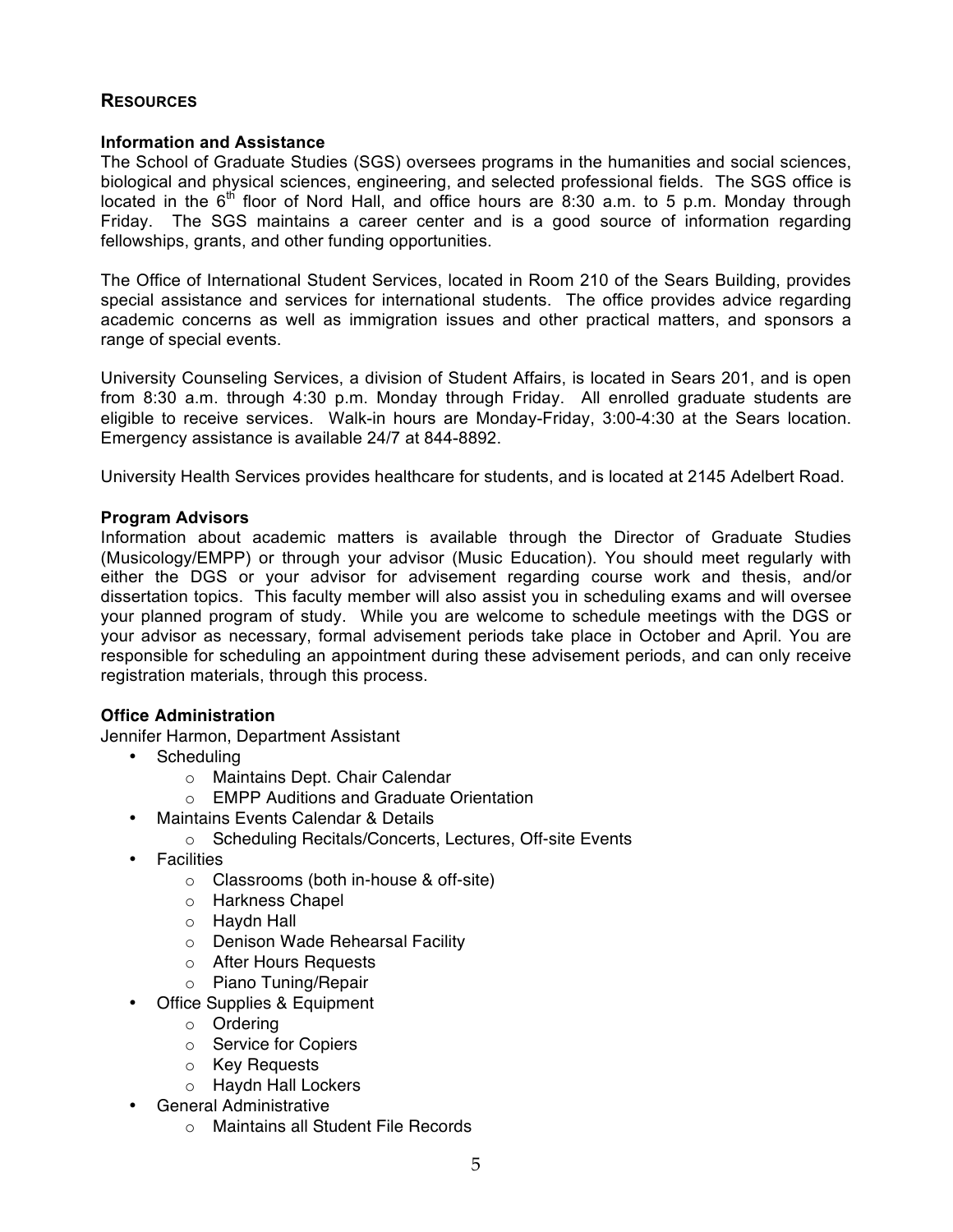## RESOURCES

### Information and Assistance

The School of Graduate Studies (SGS) oversees programs in the humanities and social sciences, biological and physical sciences, engineering, and selected professional fields. The SGS office is located in the 6th floor of Nord Hall, and office hours are 8:30 a.m. to 5 p.m. Monday through Friday. The SGS maintains a career center and is a good source of information regarding fellowships, grants, and other funding opportunities.

The Office of International Student Services, located in Room 210 of the Sears Building, provides special assistance and services for international students. The office provides advice regarding academic concerns as well as immigration issues and other practical matters, and sponsors a range of special events.

University Counseling Services, a division of Student Affairs, is located in Sears 201, and is open from 8:30 a.m. through 4:30 p.m. Monday through Friday. All enrolled graduate students are eligible to receive services. Walk-in hours are Monday-Friday, 3:00-4:30 at the Sears location. Emergency assistance is available 24/7 at 844-8892.

University Health Services provides healthcare for students, and is located at 2145 Adelbert Road.

### Program Advisors

Information about academic matters is available through the Director of Graduate Studies (Musicology/EMPP) or through your advisor (Music Education). You should meet regularly with either the DGS or your advisor for advisement regarding course work and thesis, and/or dissertation topics. This faculty member will also assist you in scheduling exams and will oversee your planned program of study. While you are welcome to schedule meetings with the DGS or your advisor as necessary, formal advisement periods take place in October and April. You are responsible for scheduling an appointment during these advisement periods, and can only receive registration materials, through this process.

### Office Administration

Jennifer Harmon, Department Assistant

- Scheduling
  - Maintains Dept. Chair Calendar
  - EMPP Auditions and Graduate Orientation
- Maintains Events Calendar & Details
  - Scheduling Recitals/Concerts, Lectures, Off-site Events
- Facilities
  - Classrooms (both in-house & off-site)
  - Harkness Chapel
  - Haydn Hall
  - Denison Wade Rehearsal Facility
  - After Hours Requests
  - Piano Tuning/Repair
- Office Supplies & Equipment
  - Ordering
  - Service for Copiers
  - Key Requests
  - Haydn Hall Lockers
- General Administrative
  - Maintains all Student File Records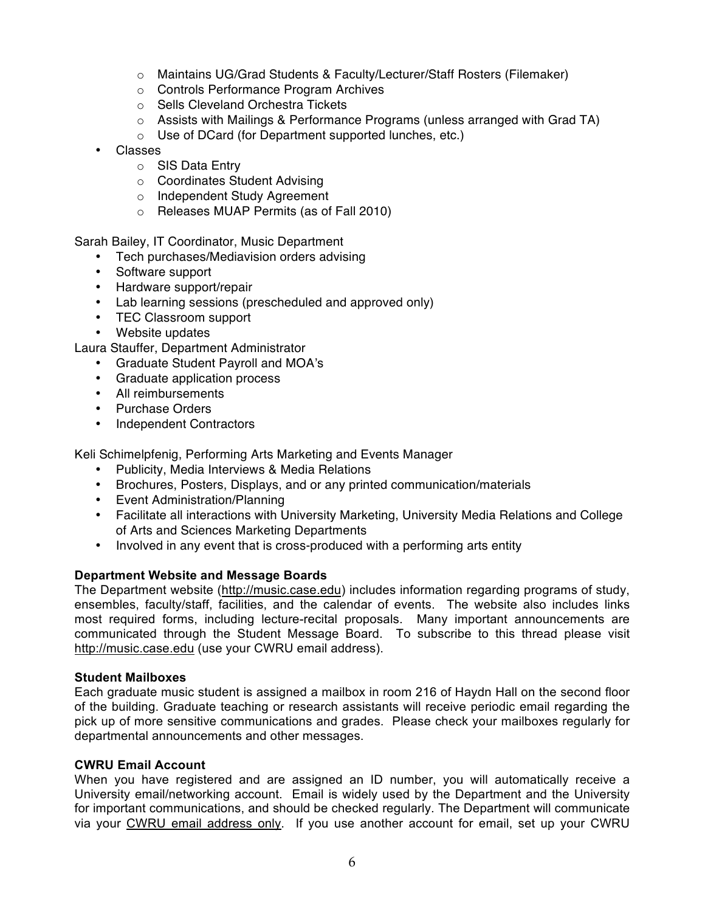- Maintains UG/Grad Students & Faculty/Lecturer/Staff Rosters (Filemaker)
  - Controls Performance Program Archives
  - Sells Cleveland Orchestra Tickets
  - Assists with Mailings & Performance Programs (unless arranged with Grad TA)
  - Use of DCard (for Department supported lunches, etc.)
- Classes
  - SIS Data Entry
  - Coordinates Student Advising
  - Independent Study Agreement
  - Releases MUAP Permits (as of Fall 2010)

Sarah Bailey, IT Coordinator, Music Department

- Tech purchases/Mediavision orders advising
- Software support
- Hardware support/repair
- Lab learning sessions (prescheduled and approved only)
- TEC Classroom support
- Website updates

Laura Stauffer, Department Administrator

- Graduate Student Payroll and MOA's
- Graduate application process
- All reimbursements
- Purchase Orders
- Independent Contractors

Keli Schimelpfenig, Performing Arts Marketing and Events Manager

- Publicity, Media Interviews & Media Relations
- Brochures, Posters, Displays, and or any printed communication/materials
- Event Administration/Planning
- Facilitate all interactions with University Marketing, University Media Relations and College of Arts and Sciences Marketing Departments
- Involved in any event that is cross-produced with a performing arts entity

**Department Website and Message Boards**

The Department website (http://music.case.edu) includes information regarding programs of study, ensembles, faculty/staff, facilities, and the calendar of events. The website also includes links most required forms, including lecture-recital proposals. Many important announcements are communicated through the Student Message Board. To subscribe to this thread please visit http://music.case.edu (use your CWRU email address).

**Student Mailboxes**

Each graduate music student is assigned a mailbox in room 216 of Haydn Hall on the second floor of the building. Graduate teaching or research assistants will receive periodic email regarding the pick up of more sensitive communications and grades. Please check your mailboxes regularly for departmental announcements and other messages.

**CWRU Email Account**

When you have registered and are assigned an ID number, you will automatically receive a University email/networking account. Email is widely used by the Department and the University for important communications, and should be checked regularly. The Department will communicate via your CWRU email address only. If you use another account for email, set up your CWRU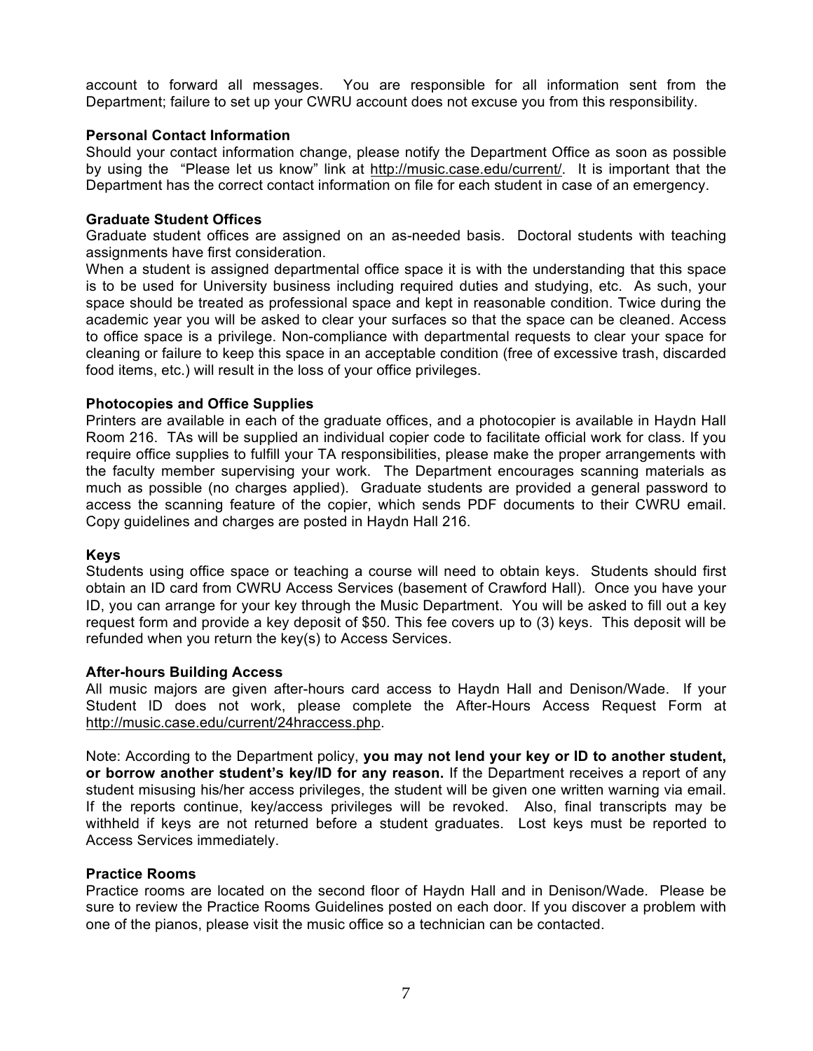account to forward all messages. You are responsible for all information sent from the Department; failure to set up your CWRU account does not excuse you from this responsibility.

**Personal Contact Information**

Should your contact information change, please notify the Department Office as soon as possible by using the "Please let us know" link at http://music.case.edu/current/. It is important that the Department has the correct contact information on file for each student in case of an emergency.

**Graduate Student Offices**

Graduate student offices are assigned on an as-needed basis. Doctoral students with teaching assignments have first consideration.

When a student is assigned departmental office space it is with the understanding that this space is to be used for University business including required duties and studying, etc. As such, your space should be treated as professional space and kept in reasonable condition. Twice during the academic year you will be asked to clear your surfaces so that the space can be cleaned. Access to office space is a privilege. Non-compliance with departmental requests to clear your space for cleaning or failure to keep this space in an acceptable condition (free of excessive trash, discarded food items, etc.) will result in the loss of your office privileges.

**Photocopies and Office Supplies**

Printers are available in each of the graduate offices, and a photocopier is available in Haydn Hall Room 216. TAs will be supplied an individual copier code to facilitate official work for class. If you require office supplies to fulfill your TA responsibilities, please make the proper arrangements with the faculty member supervising your work. The Department encourages scanning materials as much as possible (no charges applied). Graduate students are provided a general password to access the scanning feature of the copier, which sends PDF documents to their CWRU email. Copy guidelines and charges are posted in Haydn Hall 216.

**Keys**

Students using office space or teaching a course will need to obtain keys. Students should first obtain an ID card from CWRU Access Services (basement of Crawford Hall). Once you have your ID, you can arrange for your key through the Music Department. You will be asked to fill out a key request form and provide a key deposit of $50. This fee covers up to (3) keys. This deposit will be refunded when you return the key(s) to Access Services.

**After-hours Building Access**

All music majors are given after-hours card access to Haydn Hall and Denison/Wade. If your Student ID does not work, please complete the After-Hours Access Request Form at http://music.case.edu/current/24hraccess.php.

Note: According to the Department policy, **you may not lend your key or ID to another student, or borrow another student's key/ID for any reason.** If the Department receives a report of any student misusing his/her access privileges, the student will be given one written warning via email. If the reports continue, key/access privileges will be revoked. Also, final transcripts may be withheld if keys are not returned before a student graduates. Lost keys must be reported to Access Services immediately.

**Practice Rooms**

Practice rooms are located on the second floor of Haydn Hall and in Denison/Wade. Please be sure to review the Practice Rooms Guidelines posted on each door. If you discover a problem with one of the pianos, please visit the music office so a technician can be contacted.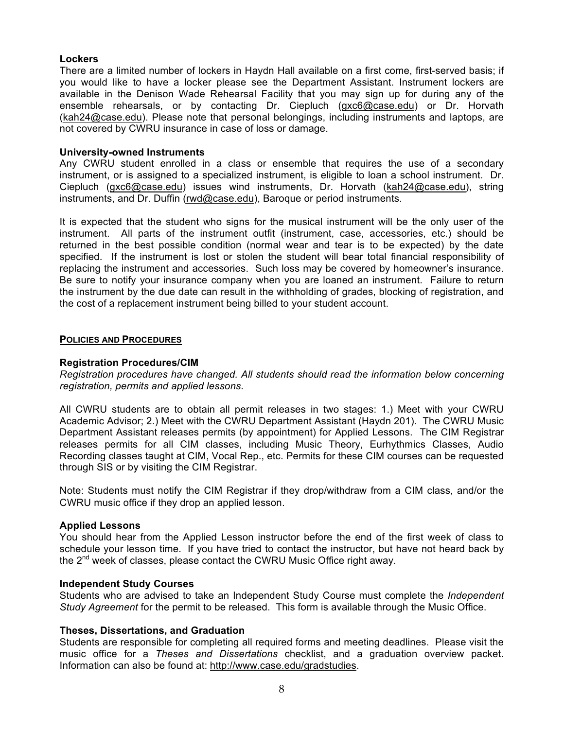**Lockers**

There are a limited number of lockers in Haydn Hall available on a first come, first-served basis; if you would like to have a locker please see the Department Assistant. Instrument lockers are available in the Denison Wade Rehearsal Facility that you may sign up for during any of the ensemble rehearsals, or by contacting Dr. Ciepluch (gxc6@case.edu) or Dr. Horvath (kah24@case.edu). Please note that personal belongings, including instruments and laptops, are not covered by CWRU insurance in case of loss or damage.

**University-owned Instruments**

Any CWRU student enrolled in a class or ensemble that requires the use of a secondary instrument, or is assigned to a specialized instrument, is eligible to loan a school instrument. Dr. Ciepluch (gxc6@case.edu) issues wind instruments, Dr. Horvath (kah24@case.edu), string instruments, and Dr. Duffin (rwd@case.edu), Baroque or period instruments.

It is expected that the student who signs for the musical instrument will be the only user of the instrument. All parts of the instrument outfit (instrument, case, accessories, etc.) should be returned in the best possible condition (normal wear and tear is to be expected) by the date specified. If the instrument is lost or stolen the student will bear total financial responsibility of replacing the instrument and accessories. Such loss may be covered by homeowner's insurance. Be sure to notify your insurance company when you are loaned an instrument. Failure to return the instrument by the due date can result in the withholding of grades, blocking of registration, and the cost of a replacement instrument being billed to your student account.

## POLICIES AND PROCEDURES

**Registration Procedures/CIM**

*Registration procedures have changed. All students should read the information below concerning registration, permits and applied lessons.*

All CWRU students are to obtain all permit releases in two stages: 1.) Meet with your CWRU Academic Advisor; 2.) Meet with the CWRU Department Assistant (Haydn 201). The CWRU Music Department Assistant releases permits (by appointment) for Applied Lessons. The CIM Registrar releases permits for all CIM classes, including Music Theory, Eurhythmics Classes, Audio Recording classes taught at CIM, Vocal Rep., etc. Permits for these CIM courses can be requested through SIS or by visiting the CIM Registrar.

Note: Students must notify the CIM Registrar if they drop/withdraw from a CIM class, and/or the CWRU music office if they drop an applied lesson.

**Applied Lessons**

You should hear from the Applied Lesson instructor before the end of the first week of class to schedule your lesson time. If you have tried to contact the instructor, but have not heard back by the 2nd week of classes, please contact the CWRU Music Office right away.

**Independent Study Courses**

Students who are advised to take an Independent Study Course must complete the *Independent Study Agreement* for the permit to be released. This form is available through the Music Office.

**Theses, Dissertations, and Graduation**

Students are responsible for completing all required forms and meeting deadlines. Please visit the music office for a *Theses and Dissertations* checklist, and a graduation overview packet. Information can also be found at: http://www.case.edu/gradstudies.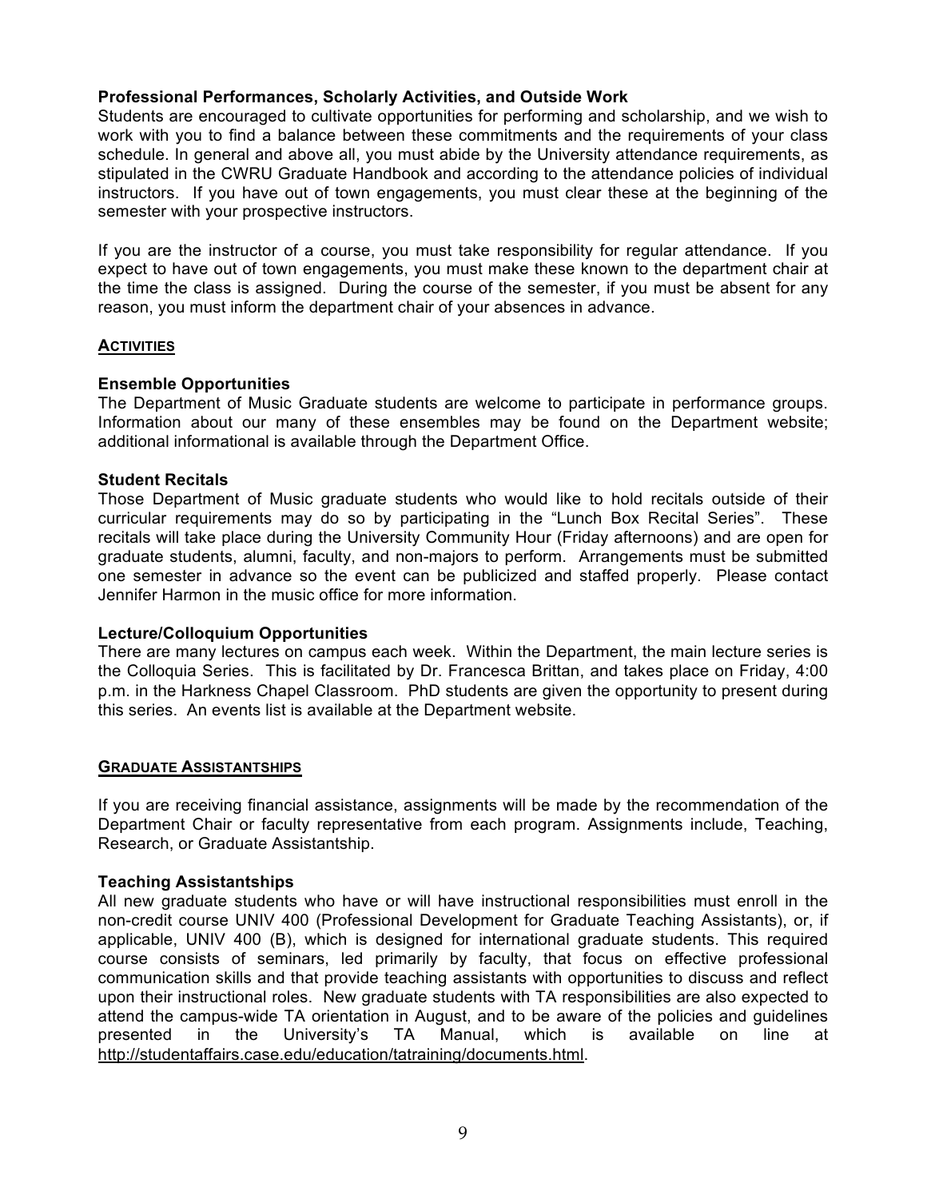**Professional Performances, Scholarly Activities, and Outside Work**
Students are encouraged to cultivate opportunities for performing and scholarship, and we wish to work with you to find a balance between these commitments and the requirements of your class schedule. In general and above all, you must abide by the University attendance requirements, as stipulated in the CWRU Graduate Handbook and according to the attendance policies of individual instructors. If you have out of town engagements, you must clear these at the beginning of the semester with your prospective instructors.

If you are the instructor of a course, you must take responsibility for regular attendance. If you expect to have out of town engagements, you must make these known to the department chair at the time the class is assigned. During the course of the semester, if you must be absent for any reason, you must inform the department chair of your absences in advance.

## ACTIVITIES

**Ensemble Opportunities**
The Department of Music Graduate students are welcome to participate in performance groups. Information about our many of these ensembles may be found on the Department website; additional informational is available through the Department Office.

**Student Recitals**
Those Department of Music graduate students who would like to hold recitals outside of their curricular requirements may do so by participating in the "Lunch Box Recital Series". These recitals will take place during the University Community Hour (Friday afternoons) and are open for graduate students, alumni, faculty, and non-majors to perform. Arrangements must be submitted one semester in advance so the event can be publicized and staffed properly. Please contact Jennifer Harmon in the music office for more information.

**Lecture/Colloquium Opportunities**
There are many lectures on campus each week. Within the Department, the main lecture series is the Colloquia Series. This is facilitated by Dr. Francesca Brittan, and takes place on Friday, 4:00 p.m. in the Harkness Chapel Classroom. PhD students are given the opportunity to present during this series. An events list is available at the Department website.

## GRADUATE ASSISTANTSHIPS

If you are receiving financial assistance, assignments will be made by the recommendation of the Department Chair or faculty representative from each program. Assignments include, Teaching, Research, or Graduate Assistantship.

**Teaching Assistantships**
All new graduate students who have or will have instructional responsibilities must enroll in the non-credit course UNIV 400 (Professional Development for Graduate Teaching Assistants), or, if applicable, UNIV 400 (B), which is designed for international graduate students. This required course consists of seminars, led primarily by faculty, that focus on effective professional communication skills and that provide teaching assistants with opportunities to discuss and reflect upon their instructional roles. New graduate students with TA responsibilities are also expected to attend the campus-wide TA orientation in August, and to be aware of the policies and guidelines presented in the University's TA Manual, which is available on line at http://studentaffairs.case.edu/education/tatraining/documents.html.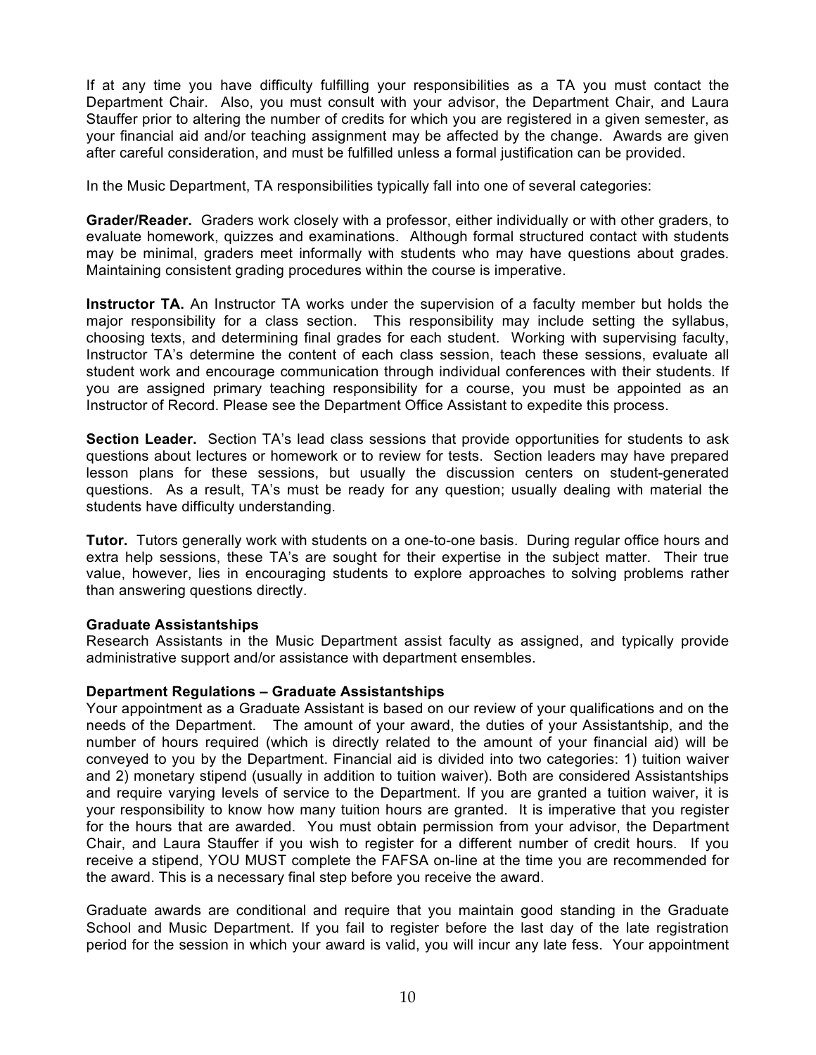If at any time you have difficulty fulfilling your responsibilities as a TA you must contact the Department Chair. Also, you must consult with your advisor, the Department Chair, and Laura Stauffer prior to altering the number of credits for which you are registered in a given semester, as your financial aid and/or teaching assignment may be affected by the change. Awards are given after careful consideration, and must be fulfilled unless a formal justification can be provided.

In the Music Department, TA responsibilities typically fall into one of several categories:

**Grader/Reader.** Graders work closely with a professor, either individually or with other graders, to evaluate homework, quizzes and examinations. Although formal structured contact with students may be minimal, graders meet informally with students who may have questions about grades. Maintaining consistent grading procedures within the course is imperative.

**Instructor TA.** An Instructor TA works under the supervision of a faculty member but holds the major responsibility for a class section. This responsibility may include setting the syllabus, choosing texts, and determining final grades for each student. Working with supervising faculty, Instructor TA's determine the content of each class session, teach these sessions, evaluate all student work and encourage communication through individual conferences with their students. If you are assigned primary teaching responsibility for a course, you must be appointed as an Instructor of Record. Please see the Department Office Assistant to expedite this process.

**Section Leader.** Section TA's lead class sessions that provide opportunities for students to ask questions about lectures or homework or to review for tests. Section leaders may have prepared lesson plans for these sessions, but usually the discussion centers on student-generated questions. As a result, TA's must be ready for any question; usually dealing with material the students have difficulty understanding.

**Tutor.** Tutors generally work with students on a one-to-one basis. During regular office hours and extra help sessions, these TA's are sought for their expertise in the subject matter. Their true value, however, lies in encouraging students to explore approaches to solving problems rather than answering questions directly.

**Graduate Assistantships**

Research Assistants in the Music Department assist faculty as assigned, and typically provide administrative support and/or assistance with department ensembles.

**Department Regulations – Graduate Assistantships**

Your appointment as a Graduate Assistant is based on our review of your qualifications and on the needs of the Department. The amount of your award, the duties of your Assistantship, and the number of hours required (which is directly related to the amount of your financial aid) will be conveyed to you by the Department. Financial aid is divided into two categories: 1) tuition waiver and 2) monetary stipend (usually in addition to tuition waiver). Both are considered Assistantships and require varying levels of service to the Department. If you are granted a tuition waiver, it is your responsibility to know how many tuition hours are granted. It is imperative that you register for the hours that are awarded. You must obtain permission from your advisor, the Department Chair, and Laura Stauffer if you wish to register for a different number of credit hours. If you receive a stipend, YOU MUST complete the FAFSA on-line at the time you are recommended for the award. This is a necessary final step before you receive the award.

Graduate awards are conditional and require that you maintain good standing in the Graduate School and Music Department. If you fail to register before the last day of the late registration period for the session in which your award is valid, you will incur any late fess. Your appointment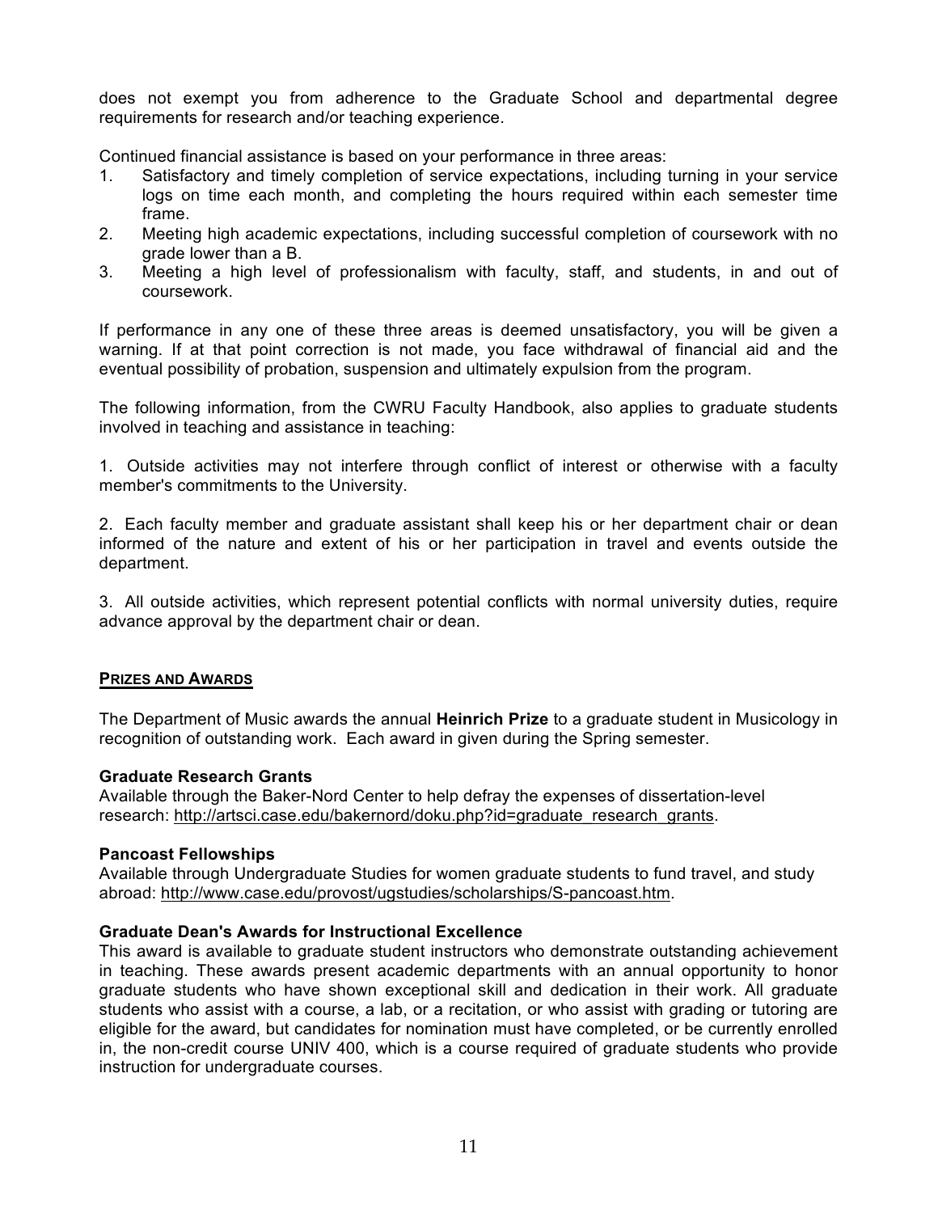does not exempt you from adherence to the Graduate School and departmental degree requirements for research and/or teaching experience.

Continued financial assistance is based on your performance in three areas:

1. Satisfactory and timely completion of service expectations, including turning in your service logs on time each month, and completing the hours required within each semester time frame.
2. Meeting high academic expectations, including successful completion of coursework with no grade lower than a B.
3. Meeting a high level of professionalism with faculty, staff, and students, in and out of coursework.

If performance in any one of these three areas is deemed unsatisfactory, you will be given a warning. If at that point correction is not made, you face withdrawal of financial aid and the eventual possibility of probation, suspension and ultimately expulsion from the program.

The following information, from the CWRU Faculty Handbook, also applies to graduate students involved in teaching and assistance in teaching:

1. Outside activities may not interfere through conflict of interest or otherwise with a faculty member's commitments to the University.

2. Each faculty member and graduate assistant shall keep his or her department chair or dean informed of the nature and extent of his or her participation in travel and events outside the department.

3. All outside activities, which represent potential conflicts with normal university duties, require advance approval by the department chair or dean.

## PRIZES AND AWARDS

The Department of Music awards the annual **Heinrich Prize** to a graduate student in Musicology in recognition of outstanding work. Each award in given during the Spring semester.

**Graduate Research Grants**
Available through the Baker-Nord Center to help defray the expenses of dissertation-level research: http://artsci.case.edu/bakernord/doku.php?id=graduate_research_grants.

**Pancoast Fellowships**
Available through Undergraduate Studies for women graduate students to fund travel, and study abroad: http://www.case.edu/provost/ugstudies/scholarships/S-pancoast.htm.

**Graduate Dean's Awards for Instructional Excellence**
This award is available to graduate student instructors who demonstrate outstanding achievement in teaching. These awards present academic departments with an annual opportunity to honor graduate students who have shown exceptional skill and dedication in their work. All graduate students who assist with a course, a lab, or a recitation, or who assist with grading or tutoring are eligible for the award, but candidates for nomination must have completed, or be currently enrolled in, the non-credit course UNIV 400, which is a course required of graduate students who provide instruction for undergraduate courses.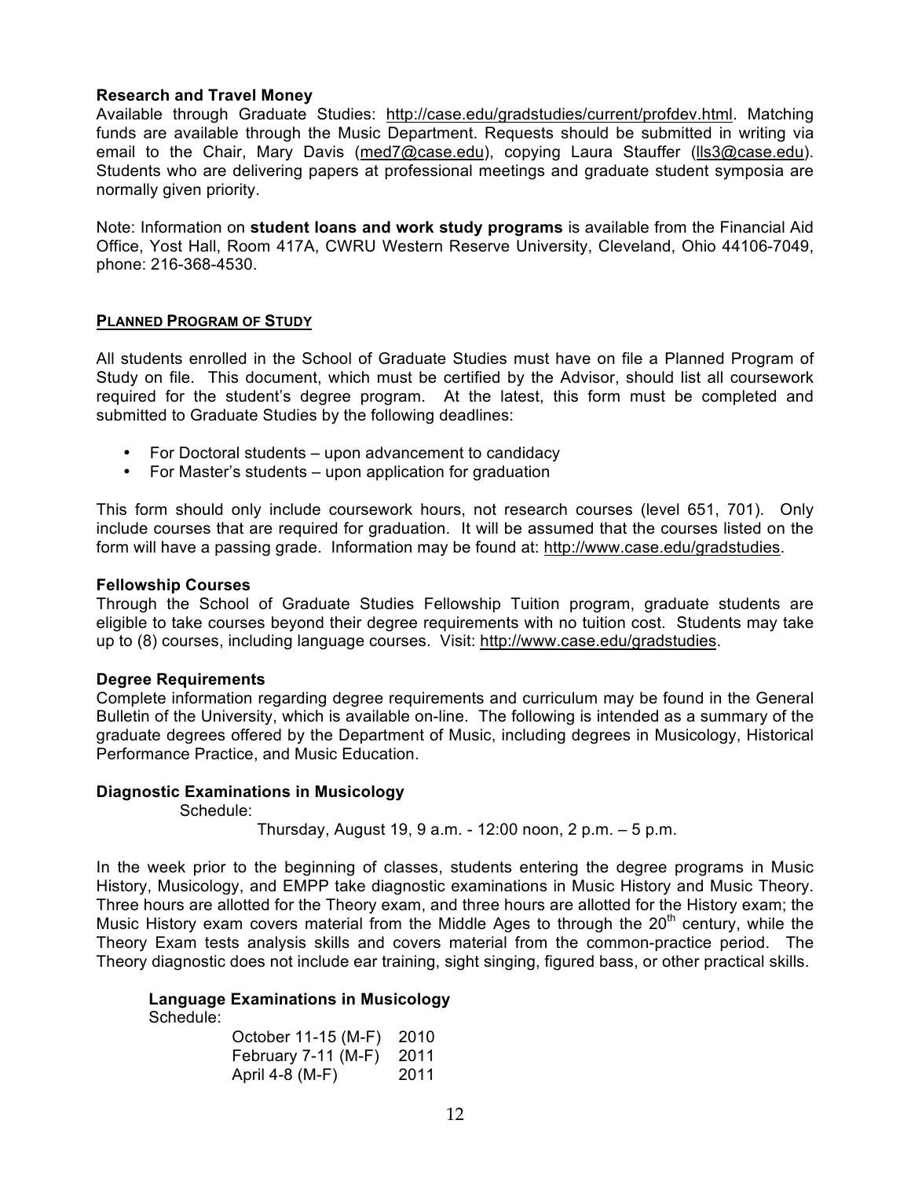**Research and Travel Money**
Available through Graduate Studies: http://case.edu/gradstudies/current/profdev.html. Matching funds are available through the Music Department. Requests should be submitted in writing via email to the Chair, Mary Davis (med7@case.edu), copying Laura Stauffer (lls3@case.edu). Students who are delivering papers at professional meetings and graduate student symposia are normally given priority.

Note: Information on **student loans and work study programs** is available from the Financial Aid Office, Yost Hall, Room 417A, CWRU Western Reserve University, Cleveland, Ohio 44106-7049, phone: 216-368-4530.

## PLANNED PROGRAM OF STUDY

All students enrolled in the School of Graduate Studies must have on file a Planned Program of Study on file. This document, which must be certified by the Advisor, should list all coursework required for the student's degree program. At the latest, this form must be completed and submitted to Graduate Studies by the following deadlines:

- For Doctoral students – upon advancement to candidacy
- For Master's students – upon application for graduation

This form should only include coursework hours, not research courses (level 651, 701). Only include courses that are required for graduation. It will be assumed that the courses listed on the form will have a passing grade. Information may be found at: http://www.case.edu/gradstudies.

**Fellowship Courses**
Through the School of Graduate Studies Fellowship Tuition program, graduate students are eligible to take courses beyond their degree requirements with no tuition cost. Students may take up to (8) courses, including language courses. Visit: http://www.case.edu/gradstudies.

**Degree Requirements**
Complete information regarding degree requirements and curriculum may be found in the General Bulletin of the University, which is available on-line. The following is intended as a summary of the graduate degrees offered by the Department of Music, including degrees in Musicology, Historical Performance Practice, and Music Education.

**Diagnostic Examinations in Musicology**

Schedule:

Thursday, August 19, 9 a.m. - 12:00 noon, 2 p.m. – 5 p.m.

In the week prior to the beginning of classes, students entering the degree programs in Music History, Musicology, and EMPP take diagnostic examinations in Music History and Music Theory. Three hours are allotted for the Theory exam, and three hours are allotted for the History exam; the Music History exam covers material from the Middle Ages to through the 20th century, while the Theory Exam tests analysis skills and covers material from the common-practice period. The Theory diagnostic does not include ear training, sight singing, figured bass, or other practical skills.

**Language Examinations in Musicology**

Schedule:

| | |
|---|---|
| October 11-15 (M-F) | 2010 |
| February 7-11 (M-F) | 2011 |
| April 4-8 (M-F) | 2011 |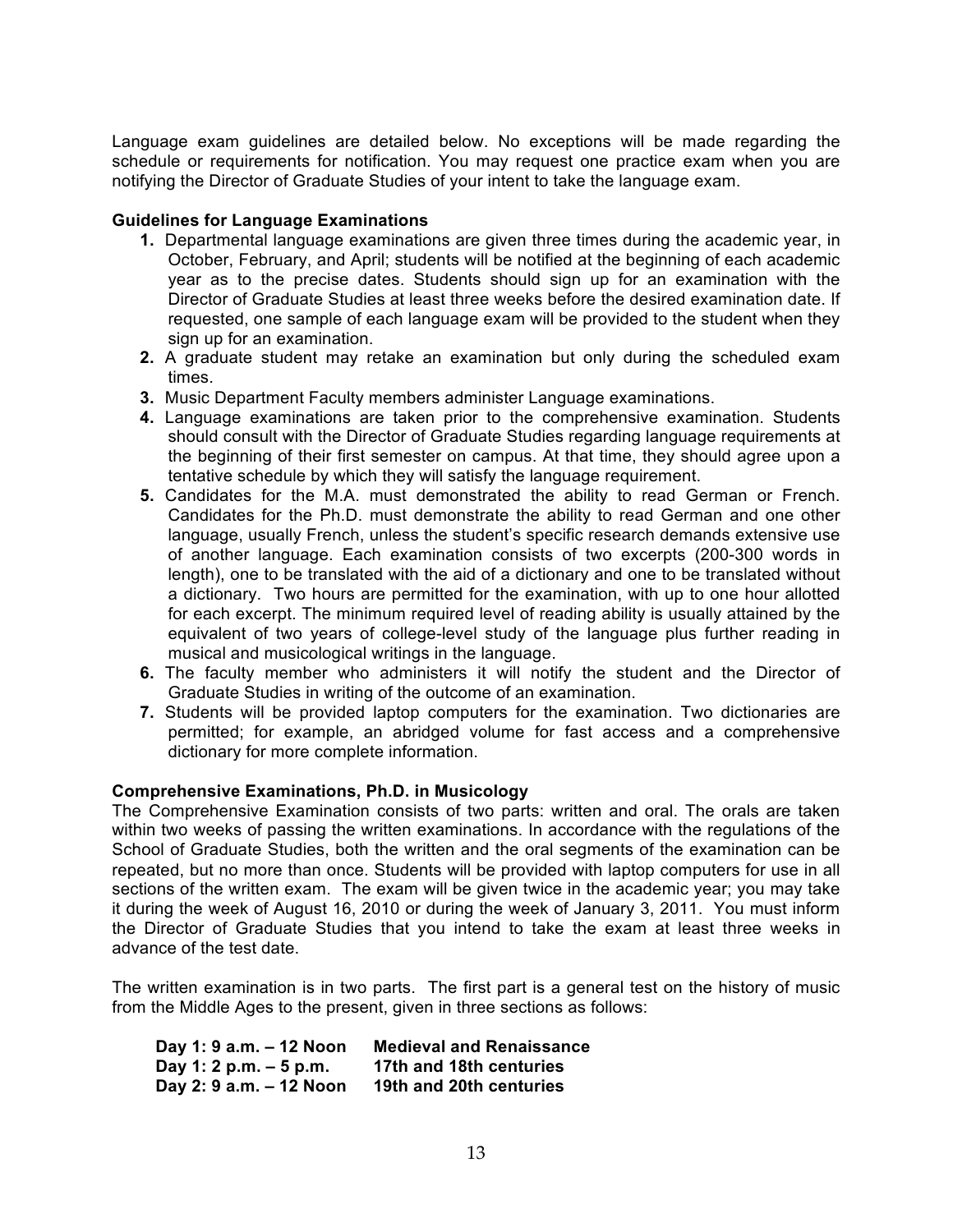Language exam guidelines are detailed below. No exceptions will be made regarding the schedule or requirements for notification. You may request one practice exam when you are notifying the Director of Graduate Studies of your intent to take the language exam.

**Guidelines for Language Examinations**

1. Departmental language examinations are given three times during the academic year, in October, February, and April; students will be notified at the beginning of each academic year as to the precise dates. Students should sign up for an examination with the Director of Graduate Studies at least three weeks before the desired examination date. If requested, one sample of each language exam will be provided to the student when they sign up for an examination.
2. A graduate student may retake an examination but only during the scheduled exam times.
3. Music Department Faculty members administer Language examinations.
4. Language examinations are taken prior to the comprehensive examination. Students should consult with the Director of Graduate Studies regarding language requirements at the beginning of their first semester on campus. At that time, they should agree upon a tentative schedule by which they will satisfy the language requirement.
5. Candidates for the M.A. must demonstrated the ability to read German or French. Candidates for the Ph.D. must demonstrate the ability to read German and one other language, usually French, unless the student's specific research demands extensive use of another language. Each examination consists of two excerpts (200-300 words in length), one to be translated with the aid of a dictionary and one to be translated without a dictionary. Two hours are permitted for the examination, with up to one hour allotted for each excerpt. The minimum required level of reading ability is usually attained by the equivalent of two years of college-level study of the language plus further reading in musical and musicological writings in the language.
6. The faculty member who administers it will notify the student and the Director of Graduate Studies in writing of the outcome of an examination.
7. Students will be provided laptop computers for the examination. Two dictionaries are permitted; for example, an abridged volume for fast access and a comprehensive dictionary for more complete information.

**Comprehensive Examinations, Ph.D. in Musicology**

The Comprehensive Examination consists of two parts: written and oral. The orals are taken within two weeks of passing the written examinations. In accordance with the regulations of the School of Graduate Studies, both the written and the oral segments of the examination can be repeated, but no more than once. Students will be provided with laptop computers for use in all sections of the written exam. The exam will be given twice in the academic year; you may take it during the week of August 16, 2010 or during the week of January 3, 2011. You must inform the Director of Graduate Studies that you intend to take the exam at least three weeks in advance of the test date.

The written examination is in two parts. The first part is a general test on the history of music from the Middle Ages to the present, given in three sections as follows:

| | |
|---|---|
| **Day 1: 9 a.m. – 12 Noon** | **Medieval and Renaissance** |
| **Day 1: 2 p.m. – 5 p.m.** | **17th and 18th centuries** |
| **Day 2: 9 a.m. – 12 Noon** | **19th and 20th centuries** |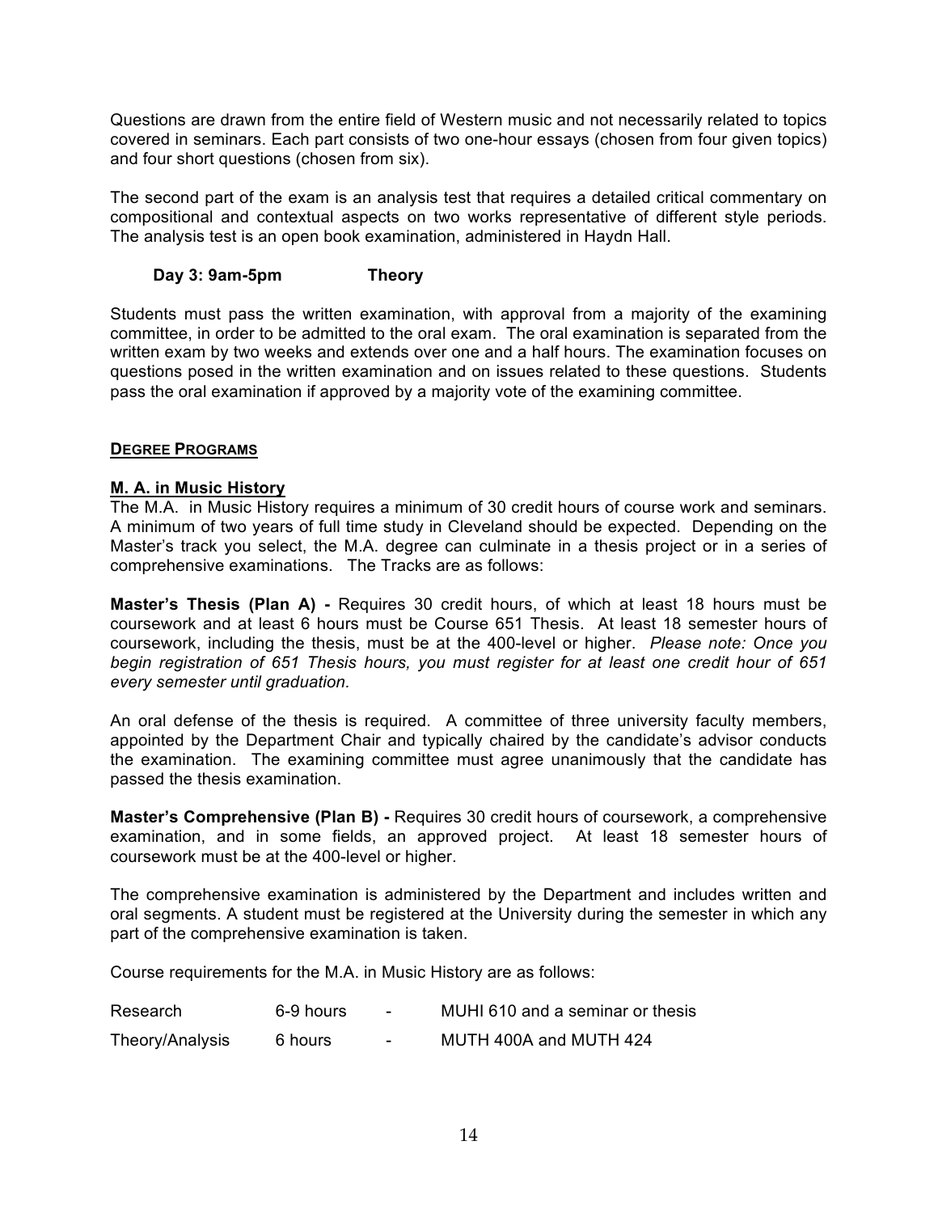Questions are drawn from the entire field of Western music and not necessarily related to topics covered in seminars. Each part consists of two one-hour essays (chosen from four given topics) and four short questions (chosen from six).

The second part of the exam is an analysis test that requires a detailed critical commentary on compositional and contextual aspects on two works representative of different style periods. The analysis test is an open book examination, administered in Haydn Hall.

**Day 3: 9am-5pm Theory**

Students must pass the written examination, with approval from a majority of the examining committee, in order to be admitted to the oral exam. The oral examination is separated from the written exam by two weeks and extends over one and a half hours. The examination focuses on questions posed in the written examination and on issues related to these questions. Students pass the oral examination if approved by a majority vote of the examining committee.

## DEGREE PROGRAMS

### M. A. in Music History

The M.A. in Music History requires a minimum of 30 credit hours of course work and seminars. A minimum of two years of full time study in Cleveland should be expected. Depending on the Master's track you select, the M.A. degree can culminate in a thesis project or in a series of comprehensive examinations. The Tracks are as follows:

**Master's Thesis (Plan A) -** Requires 30 credit hours, of which at least 18 hours must be coursework and at least 6 hours must be Course 651 Thesis. At least 18 semester hours of coursework, including the thesis, must be at the 400-level or higher. *Please note: Once you begin registration of 651 Thesis hours, you must register for at least one credit hour of 651 every semester until graduation.*

An oral defense of the thesis is required. A committee of three university faculty members, appointed by the Department Chair and typically chaired by the candidate's advisor conducts the examination. The examining committee must agree unanimously that the candidate has passed the thesis examination.

**Master's Comprehensive (Plan B) -** Requires 30 credit hours of coursework, a comprehensive examination, and in some fields, an approved project. At least 18 semester hours of coursework must be at the 400-level or higher.

The comprehensive examination is administered by the Department and includes written and oral segments. A student must be registered at the University during the semester in which any part of the comprehensive examination is taken.

Course requirements for the M.A. in Music History are as follows:

| | | | |
|---|---|---|---|
| Research | 6-9 hours | - | MUHI 610 and a seminar or thesis |
| Theory/Analysis | 6 hours | - | MUTH 400A and MUTH 424 |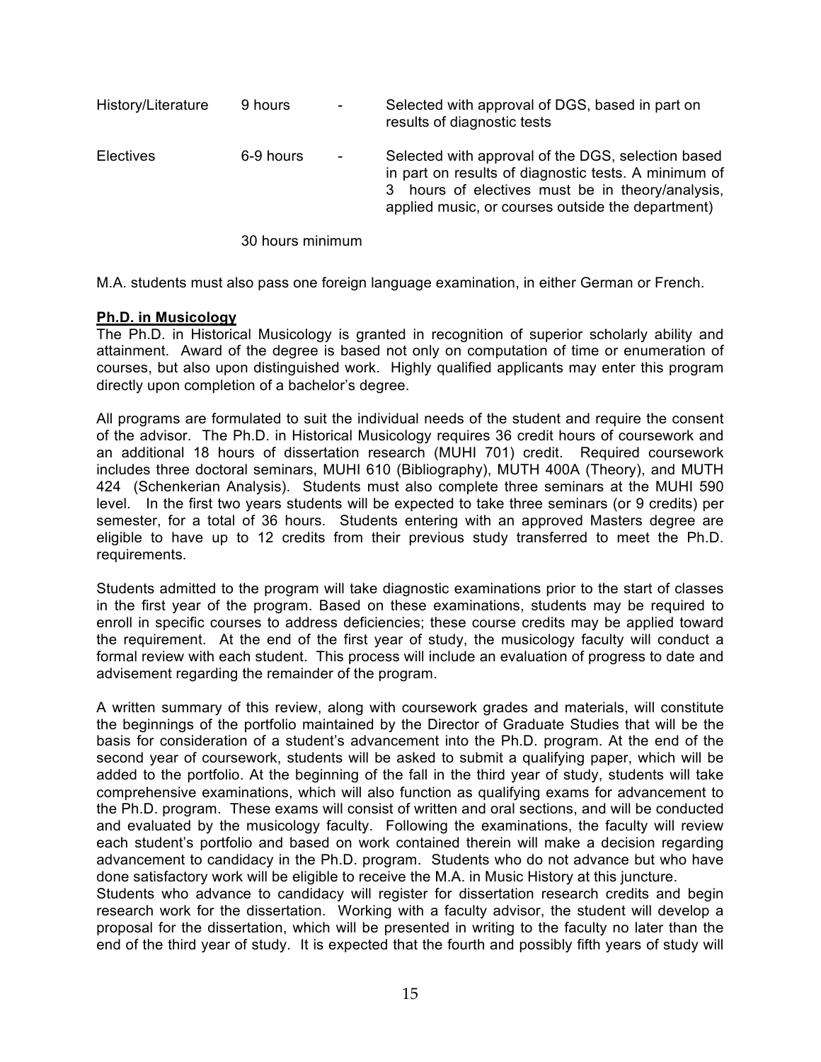| History/Literature | 9 hours | - | Selected with approval of DGS, based in part on results of diagnostic tests |
| --- | --- | --- | --- |
| Electives | 6-9 hours | - | Selected with approval of the DGS, selection based in part on results of diagnostic tests. A minimum of 3 hours of electives must be in theory/analysis, applied music, or courses outside the department) |
| | 30 hours minimum | | |

M.A. students must also pass one foreign language examination, in either German or French.

**Ph.D. in Musicology**

The Ph.D. in Historical Musicology is granted in recognition of superior scholarly ability and attainment. Award of the degree is based not only on computation of time or enumeration of courses, but also upon distinguished work. Highly qualified applicants may enter this program directly upon completion of a bachelor's degree.

All programs are formulated to suit the individual needs of the student and require the consent of the advisor. The Ph.D. in Historical Musicology requires 36 credit hours of coursework and an additional 18 hours of dissertation research (MUHI 701) credit. Required coursework includes three doctoral seminars, MUHI 610 (Bibliography), MUTH 400A (Theory), and MUTH 424 (Schenkerian Analysis). Students must also complete three seminars at the MUHI 590 level. In the first two years students will be expected to take three seminars (or 9 credits) per semester, for a total of 36 hours. Students entering with an approved Masters degree are eligible to have up to 12 credits from their previous study transferred to meet the Ph.D. requirements.

Students admitted to the program will take diagnostic examinations prior to the start of classes in the first year of the program. Based on these examinations, students may be required to enroll in specific courses to address deficiencies; these course credits may be applied toward the requirement. At the end of the first year of study, the musicology faculty will conduct a formal review with each student. This process will include an evaluation of progress to date and advisement regarding the remainder of the program.

A written summary of this review, along with coursework grades and materials, will constitute the beginnings of the portfolio maintained by the Director of Graduate Studies that will be the basis for consideration of a student's advancement into the Ph.D. program. At the end of the second year of coursework, students will be asked to submit a qualifying paper, which will be added to the portfolio. At the beginning of the fall in the third year of study, students will take comprehensive examinations, which will also function as qualifying exams for advancement to the Ph.D. program. These exams will consist of written and oral sections, and will be conducted and evaluated by the musicology faculty. Following the examinations, the faculty will review each student's portfolio and based on work contained therein will make a decision regarding advancement to candidacy in the Ph.D. program. Students who do not advance but who have done satisfactory work will be eligible to receive the M.A. in Music History at this juncture.

Students who advance to candidacy will register for dissertation research credits and begin research work for the dissertation. Working with a faculty advisor, the student will develop a proposal for the dissertation, which will be presented in writing to the faculty no later than the end of the third year of study. It is expected that the fourth and possibly fifth years of study will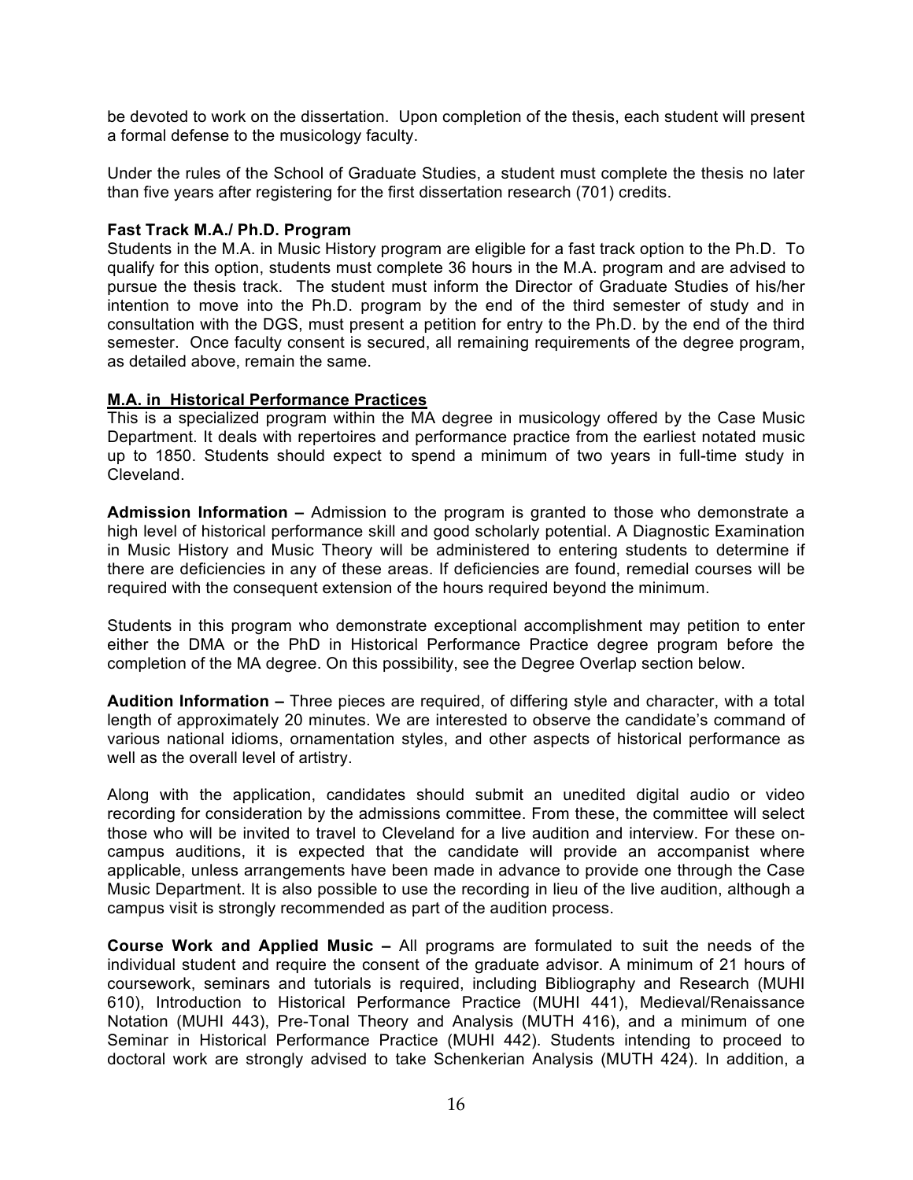be devoted to work on the dissertation. Upon completion of the thesis, each student will present a formal defense to the musicology faculty.

Under the rules of the School of Graduate Studies, a student must complete the thesis no later than five years after registering for the first dissertation research (701) credits.

**Fast Track M.A./ Ph.D. Program**

Students in the M.A. in Music History program are eligible for a fast track option to the Ph.D. To qualify for this option, students must complete 36 hours in the M.A. program and are advised to pursue the thesis track. The student must inform the Director of Graduate Studies of his/her intention to move into the Ph.D. program by the end of the third semester of study and in consultation with the DGS, must present a petition for entry to the Ph.D. by the end of the third semester. Once faculty consent is secured, all remaining requirements of the degree program, as detailed above, remain the same.

**M.A. in Historical Performance Practices**

This is a specialized program within the MA degree in musicology offered by the Case Music Department. It deals with repertoires and performance practice from the earliest notated music up to 1850. Students should expect to spend a minimum of two years in full-time study in Cleveland.

**Admission Information –** Admission to the program is granted to those who demonstrate a high level of historical performance skill and good scholarly potential. A Diagnostic Examination in Music History and Music Theory will be administered to entering students to determine if there are deficiencies in any of these areas. If deficiencies are found, remedial courses will be required with the consequent extension of the hours required beyond the minimum.

Students in this program who demonstrate exceptional accomplishment may petition to enter either the DMA or the PhD in Historical Performance Practice degree program before the completion of the MA degree. On this possibility, see the Degree Overlap section below.

**Audition Information –** Three pieces are required, of differing style and character, with a total length of approximately 20 minutes. We are interested to observe the candidate's command of various national idioms, ornamentation styles, and other aspects of historical performance as well as the overall level of artistry.

Along with the application, candidates should submit an unedited digital audio or video recording for consideration by the admissions committee. From these, the committee will select those who will be invited to travel to Cleveland for a live audition and interview. For these on-campus auditions, it is expected that the candidate will provide an accompanist where applicable, unless arrangements have been made in advance to provide one through the Case Music Department. It is also possible to use the recording in lieu of the live audition, although a campus visit is strongly recommended as part of the audition process.

**Course Work and Applied Music –** All programs are formulated to suit the needs of the individual student and require the consent of the graduate advisor. A minimum of 21 hours of coursework, seminars and tutorials is required, including Bibliography and Research (MUHI 610), Introduction to Historical Performance Practice (MUHI 441), Medieval/Renaissance Notation (MUHI 443), Pre-Tonal Theory and Analysis (MUTH 416), and a minimum of one Seminar in Historical Performance Practice (MUHI 442). Students intending to proceed to doctoral work are strongly advised to take Schenkerian Analysis (MUTH 424). In addition, a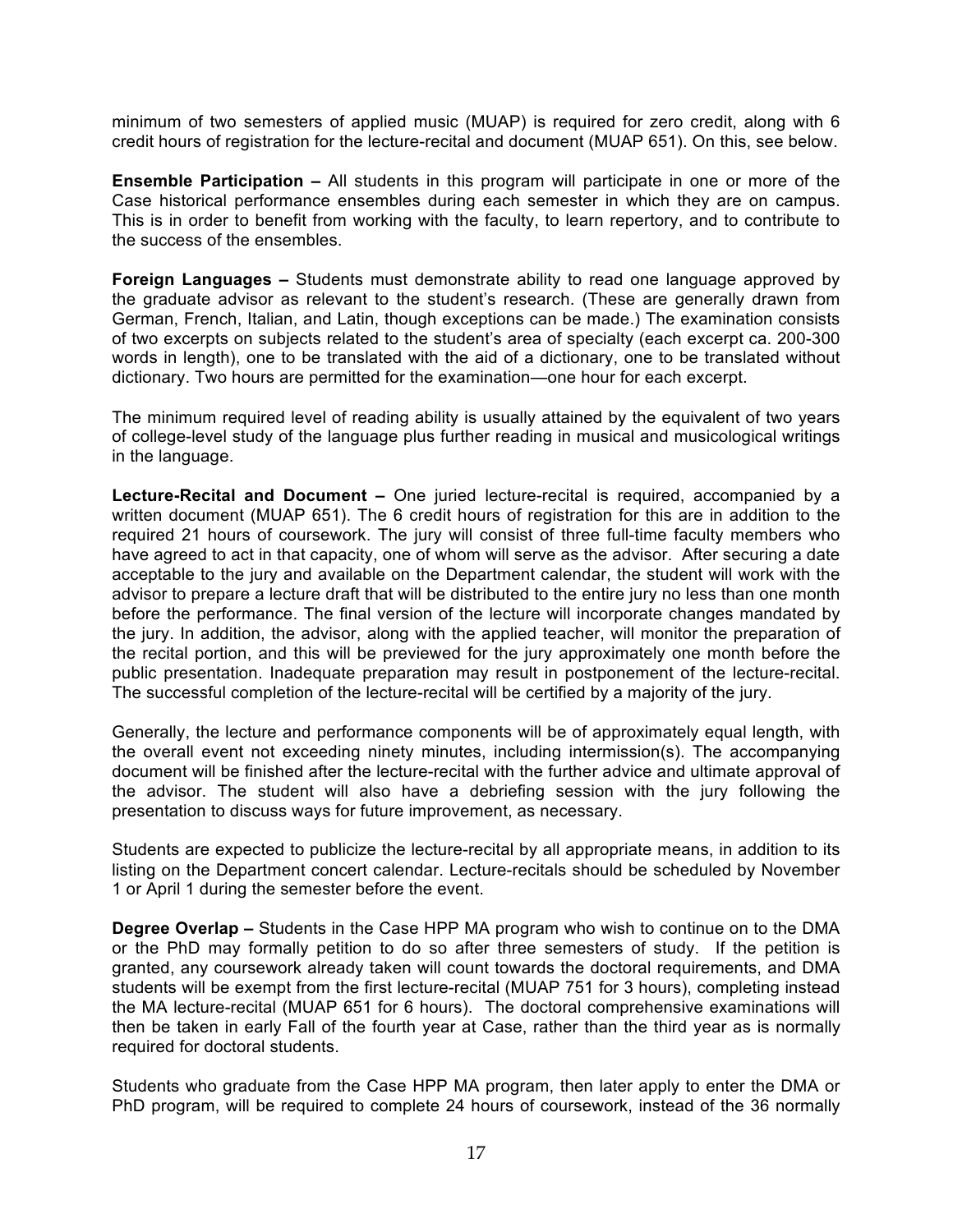minimum of two semesters of applied music (MUAP) is required for zero credit, along with 6 credit hours of registration for the lecture-recital and document (MUAP 651). On this, see below.

**Ensemble Participation –** All students in this program will participate in one or more of the Case historical performance ensembles during each semester in which they are on campus. This is in order to benefit from working with the faculty, to learn repertory, and to contribute to the success of the ensembles.

**Foreign Languages –** Students must demonstrate ability to read one language approved by the graduate advisor as relevant to the student's research. (These are generally drawn from German, French, Italian, and Latin, though exceptions can be made.) The examination consists of two excerpts on subjects related to the student's area of specialty (each excerpt ca. 200-300 words in length), one to be translated with the aid of a dictionary, one to be translated without dictionary. Two hours are permitted for the examination—one hour for each excerpt.

The minimum required level of reading ability is usually attained by the equivalent of two years of college-level study of the language plus further reading in musical and musicological writings in the language.

**Lecture-Recital and Document –** One juried lecture-recital is required, accompanied by a written document (MUAP 651). The 6 credit hours of registration for this are in addition to the required 21 hours of coursework. The jury will consist of three full-time faculty members who have agreed to act in that capacity, one of whom will serve as the advisor. After securing a date acceptable to the jury and available on the Department calendar, the student will work with the advisor to prepare a lecture draft that will be distributed to the entire jury no less than one month before the performance. The final version of the lecture will incorporate changes mandated by the jury. In addition, the advisor, along with the applied teacher, will monitor the preparation of the recital portion, and this will be previewed for the jury approximately one month before the public presentation. Inadequate preparation may result in postponement of the lecture-recital. The successful completion of the lecture-recital will be certified by a majority of the jury.

Generally, the lecture and performance components will be of approximately equal length, with the overall event not exceeding ninety minutes, including intermission(s). The accompanying document will be finished after the lecture-recital with the further advice and ultimate approval of the advisor. The student will also have a debriefing session with the jury following the presentation to discuss ways for future improvement, as necessary.

Students are expected to publicize the lecture-recital by all appropriate means, in addition to its listing on the Department concert calendar. Lecture-recitals should be scheduled by November 1 or April 1 during the semester before the event.

**Degree Overlap –** Students in the Case HPP MA program who wish to continue on to the DMA or the PhD may formally petition to do so after three semesters of study. If the petition is granted, any coursework already taken will count towards the doctoral requirements, and DMA students will be exempt from the first lecture-recital (MUAP 751 for 3 hours), completing instead the MA lecture-recital (MUAP 651 for 6 hours). The doctoral comprehensive examinations will then be taken in early Fall of the fourth year at Case, rather than the third year as is normally required for doctoral students.

Students who graduate from the Case HPP MA program, then later apply to enter the DMA or PhD program, will be required to complete 24 hours of coursework, instead of the 36 normally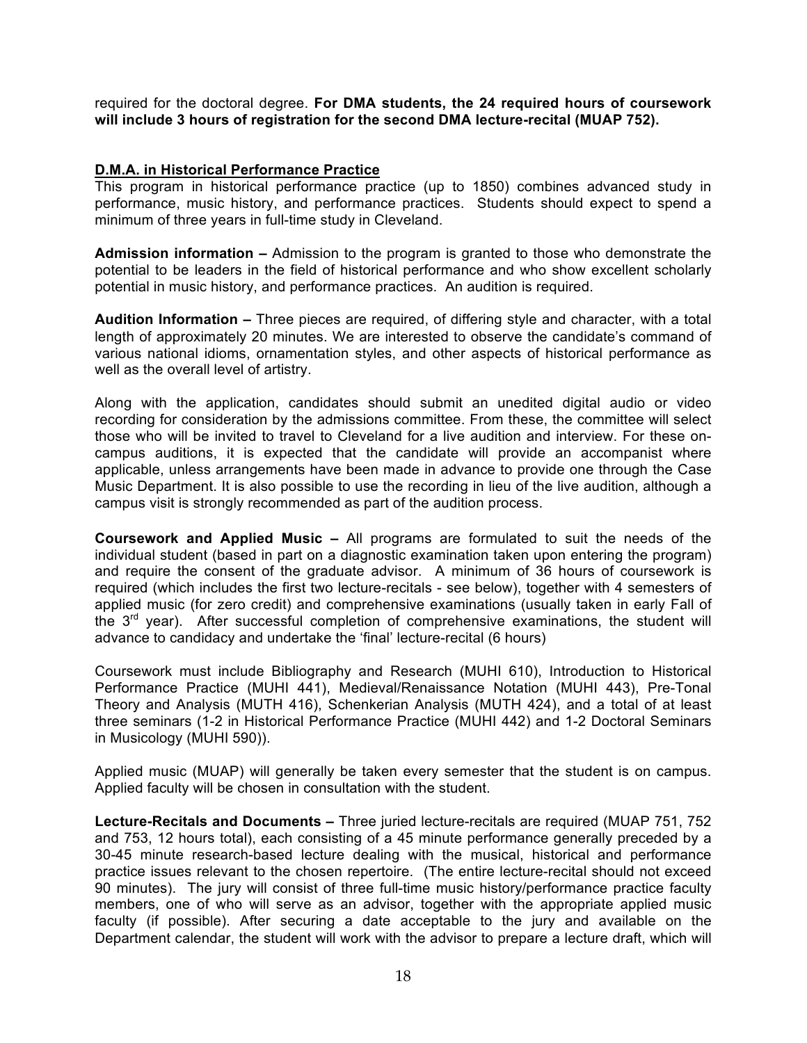required for the doctoral degree. **For DMA students, the 24 required hours of coursework will include 3 hours of registration for the second DMA lecture-recital (MUAP 752).**

## D.M.A. in Historical Performance Practice

This program in historical performance practice (up to 1850) combines advanced study in performance, music history, and performance practices. Students should expect to spend a minimum of three years in full-time study in Cleveland.

**Admission information –** Admission to the program is granted to those who demonstrate the potential to be leaders in the field of historical performance and who show excellent scholarly potential in music history, and performance practices. An audition is required.

**Audition Information –** Three pieces are required, of differing style and character, with a total length of approximately 20 minutes. We are interested to observe the candidate's command of various national idioms, ornamentation styles, and other aspects of historical performance as well as the overall level of artistry.

Along with the application, candidates should submit an unedited digital audio or video recording for consideration by the admissions committee. From these, the committee will select those who will be invited to travel to Cleveland for a live audition and interview. For these on-campus auditions, it is expected that the candidate will provide an accompanist where applicable, unless arrangements have been made in advance to provide one through the Case Music Department. It is also possible to use the recording in lieu of the live audition, although a campus visit is strongly recommended as part of the audition process.

**Coursework and Applied Music –** All programs are formulated to suit the needs of the individual student (based in part on a diagnostic examination taken upon entering the program) and require the consent of the graduate advisor. A minimum of 36 hours of coursework is required (which includes the first two lecture-recitals - see below), together with 4 semesters of applied music (for zero credit) and comprehensive examinations (usually taken in early Fall of the 3rd year). After successful completion of comprehensive examinations, the student will advance to candidacy and undertake the 'final' lecture-recital (6 hours)

Coursework must include Bibliography and Research (MUHI 610), Introduction to Historical Performance Practice (MUHI 441), Medieval/Renaissance Notation (MUHI 443), Pre-Tonal Theory and Analysis (MUTH 416), Schenkerian Analysis (MUTH 424), and a total of at least three seminars (1-2 in Historical Performance Practice (MUHI 442) and 1-2 Doctoral Seminars in Musicology (MUHI 590)).

Applied music (MUAP) will generally be taken every semester that the student is on campus. Applied faculty will be chosen in consultation with the student.

**Lecture-Recitals and Documents –** Three juried lecture-recitals are required (MUAP 751, 752 and 753, 12 hours total), each consisting of a 45 minute performance generally preceded by a 30-45 minute research-based lecture dealing with the musical, historical and performance practice issues relevant to the chosen repertoire. (The entire lecture-recital should not exceed 90 minutes). The jury will consist of three full-time music history/performance practice faculty members, one of who will serve as an advisor, together with the appropriate applied music faculty (if possible). After securing a date acceptable to the jury and available on the Department calendar, the student will work with the advisor to prepare a lecture draft, which will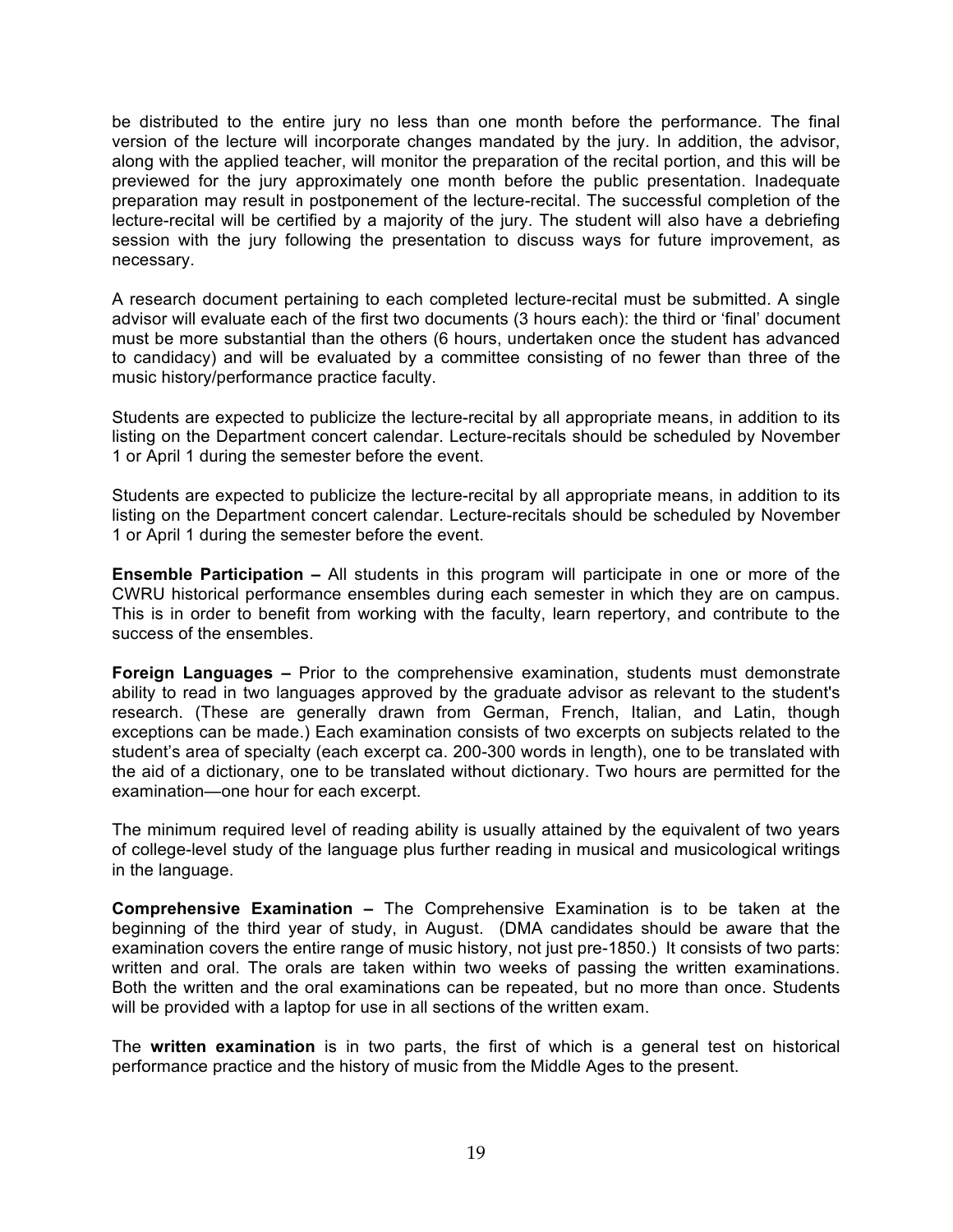be distributed to the entire jury no less than one month before the performance. The final version of the lecture will incorporate changes mandated by the jury. In addition, the advisor, along with the applied teacher, will monitor the preparation of the recital portion, and this will be previewed for the jury approximately one month before the public presentation. Inadequate preparation may result in postponement of the lecture-recital. The successful completion of the lecture-recital will be certified by a majority of the jury. The student will also have a debriefing session with the jury following the presentation to discuss ways for future improvement, as necessary.

A research document pertaining to each completed lecture-recital must be submitted. A single advisor will evaluate each of the first two documents (3 hours each): the third or 'final' document must be more substantial than the others (6 hours, undertaken once the student has advanced to candidacy) and will be evaluated by a committee consisting of no fewer than three of the music history/performance practice faculty.

Students are expected to publicize the lecture-recital by all appropriate means, in addition to its listing on the Department concert calendar. Lecture-recitals should be scheduled by November 1 or April 1 during the semester before the event.

Students are expected to publicize the lecture-recital by all appropriate means, in addition to its listing on the Department concert calendar. Lecture-recitals should be scheduled by November 1 or April 1 during the semester before the event.

**Ensemble Participation –** All students in this program will participate in one or more of the CWRU historical performance ensembles during each semester in which they are on campus. This is in order to benefit from working with the faculty, learn repertory, and contribute to the success of the ensembles.

**Foreign Languages –** Prior to the comprehensive examination, students must demonstrate ability to read in two languages approved by the graduate advisor as relevant to the student's research. (These are generally drawn from German, French, Italian, and Latin, though exceptions can be made.) Each examination consists of two excerpts on subjects related to the student's area of specialty (each excerpt ca. 200-300 words in length), one to be translated with the aid of a dictionary, one to be translated without dictionary. Two hours are permitted for the examination—one hour for each excerpt.

The minimum required level of reading ability is usually attained by the equivalent of two years of college-level study of the language plus further reading in musical and musicological writings in the language.

**Comprehensive Examination –** The Comprehensive Examination is to be taken at the beginning of the third year of study, in August. (DMA candidates should be aware that the examination covers the entire range of music history, not just pre-1850.) It consists of two parts: written and oral. The orals are taken within two weeks of passing the written examinations. Both the written and the oral examinations can be repeated, but no more than once. Students will be provided with a laptop for use in all sections of the written exam.

The **written examination** is in two parts, the first of which is a general test on historical performance practice and the history of music from the Middle Ages to the present.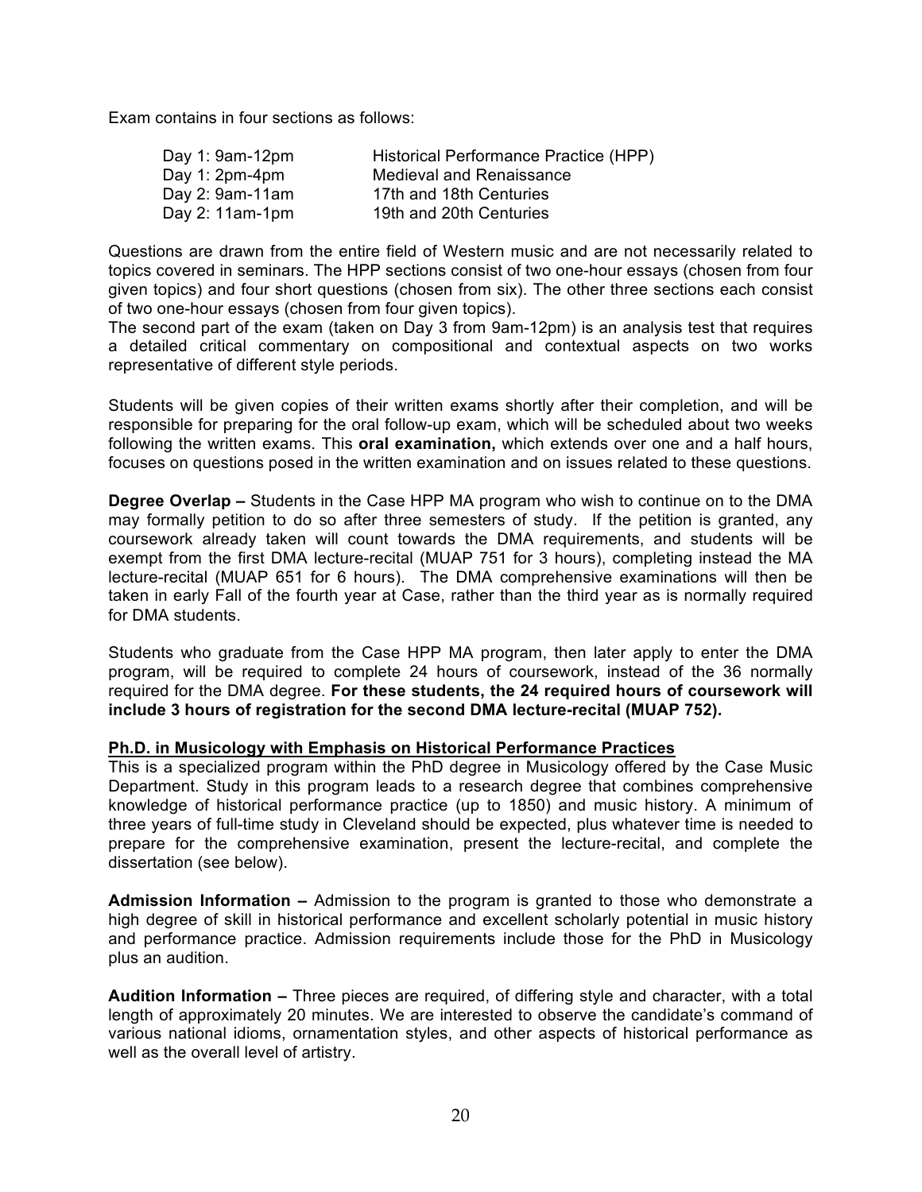Exam contains in four sections as follows:

| | |
|---|---|
| Day 1: 9am-12pm | Historical Performance Practice (HPP) |
| Day 1: 2pm-4pm | Medieval and Renaissance |
| Day 2: 9am-11am | 17th and 18th Centuries |
| Day 2: 11am-1pm | 19th and 20th Centuries |

Questions are drawn from the entire field of Western music and are not necessarily related to topics covered in seminars. The HPP sections consist of two one-hour essays (chosen from four given topics) and four short questions (chosen from six). The other three sections each consist of two one-hour essays (chosen from four given topics).
The second part of the exam (taken on Day 3 from 9am-12pm) is an analysis test that requires a detailed critical commentary on compositional and contextual aspects on two works representative of different style periods.

Students will be given copies of their written exams shortly after their completion, and will be responsible for preparing for the oral follow-up exam, which will be scheduled about two weeks following the written exams. This **oral examination,** which extends over one and a half hours, focuses on questions posed in the written examination and on issues related to these questions.

**Degree Overlap –** Students in the Case HPP MA program who wish to continue on to the DMA may formally petition to do so after three semesters of study. If the petition is granted, any coursework already taken will count towards the DMA requirements, and students will be exempt from the first DMA lecture-recital (MUAP 751 for 3 hours), completing instead the MA lecture-recital (MUAP 651 for 6 hours). The DMA comprehensive examinations will then be taken in early Fall of the fourth year at Case, rather than the third year as is normally required for DMA students.

Students who graduate from the Case HPP MA program, then later apply to enter the DMA program, will be required to complete 24 hours of coursework, instead of the 36 normally required for the DMA degree. **For these students, the 24 required hours of coursework will include 3 hours of registration for the second DMA lecture-recital (MUAP 752).**

**Ph.D. in Musicology with Emphasis on Historical Performance Practices**

This is a specialized program within the PhD degree in Musicology offered by the Case Music Department. Study in this program leads to a research degree that combines comprehensive knowledge of historical performance practice (up to 1850) and music history. A minimum of three years of full-time study in Cleveland should be expected, plus whatever time is needed to prepare for the comprehensive examination, present the lecture-recital, and complete the dissertation (see below).

**Admission Information –** Admission to the program is granted to those who demonstrate a high degree of skill in historical performance and excellent scholarly potential in music history and performance practice. Admission requirements include those for the PhD in Musicology plus an audition.

**Audition Information –** Three pieces are required, of differing style and character, with a total length of approximately 20 minutes. We are interested to observe the candidate's command of various national idioms, ornamentation styles, and other aspects of historical performance as well as the overall level of artistry.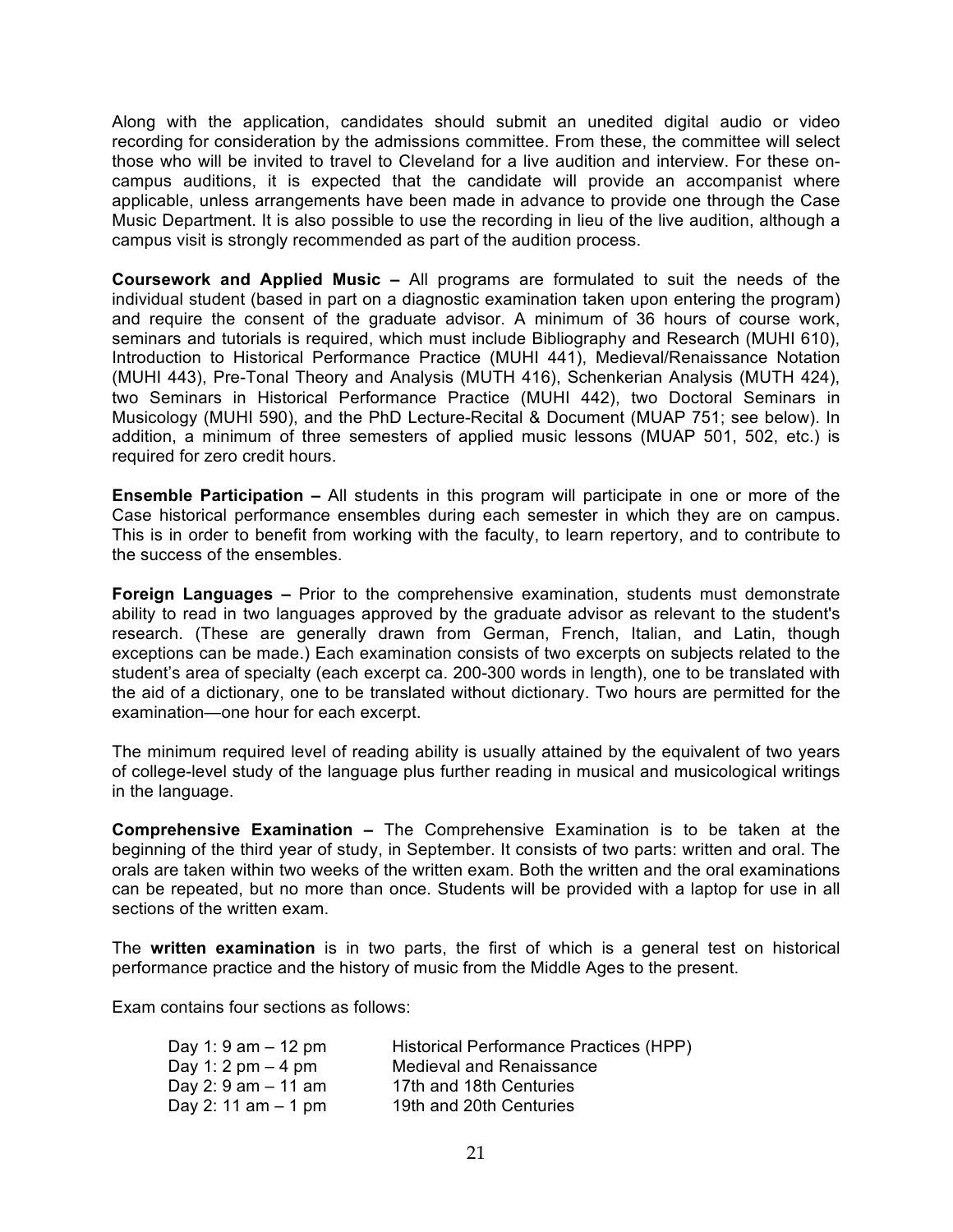Along with the application, candidates should submit an unedited digital audio or video recording for consideration by the admissions committee. From these, the committee will select those who will be invited to travel to Cleveland for a live audition and interview. For these on-campus auditions, it is expected that the candidate will provide an accompanist where applicable, unless arrangements have been made in advance to provide one through the Case Music Department. It is also possible to use the recording in lieu of the live audition, although a campus visit is strongly recommended as part of the audition process.

**Coursework and Applied Music –** All programs are formulated to suit the needs of the individual student (based in part on a diagnostic examination taken upon entering the program) and require the consent of the graduate advisor. A minimum of 36 hours of course work, seminars and tutorials is required, which must include Bibliography and Research (MUHI 610), Introduction to Historical Performance Practice (MUHI 441), Medieval/Renaissance Notation (MUHI 443), Pre-Tonal Theory and Analysis (MUTH 416), Schenkerian Analysis (MUTH 424), two Seminars in Historical Performance Practice (MUHI 442), two Doctoral Seminars in Musicology (MUHI 590), and the PhD Lecture-Recital & Document (MUAP 751; see below). In addition, a minimum of three semesters of applied music lessons (MUAP 501, 502, etc.) is required for zero credit hours.

**Ensemble Participation –** All students in this program will participate in one or more of the Case historical performance ensembles during each semester in which they are on campus. This is in order to benefit from working with the faculty, to learn repertory, and to contribute to the success of the ensembles.

**Foreign Languages –** Prior to the comprehensive examination, students must demonstrate ability to read in two languages approved by the graduate advisor as relevant to the student's research. (These are generally drawn from German, French, Italian, and Latin, though exceptions can be made.) Each examination consists of two excerpts on subjects related to the student's area of specialty (each excerpt ca. 200-300 words in length), one to be translated with the aid of a dictionary, one to be translated without dictionary. Two hours are permitted for the examination—one hour for each excerpt.

The minimum required level of reading ability is usually attained by the equivalent of two years of college-level study of the language plus further reading in musical and musicological writings in the language.

**Comprehensive Examination –** The Comprehensive Examination is to be taken at the beginning of the third year of study, in September. It consists of two parts: written and oral. The orals are taken within two weeks of the written exam. Both the written and the oral examinations can be repeated, but no more than once. Students will be provided with a laptop for use in all sections of the written exam.

The **written examination** is in two parts, the first of which is a general test on historical performance practice and the history of music from the Middle Ages to the present.

Exam contains four sections as follows:

| | |
|---|---|
| Day 1: 9 am – 12 pm | Historical Performance Practices (HPP) |
| Day 1: 2 pm – 4 pm | Medieval and Renaissance |
| Day 2: 9 am – 11 am | 17th and 18th Centuries |
| Day 2: 11 am – 1 pm | 19th and 20th Centuries |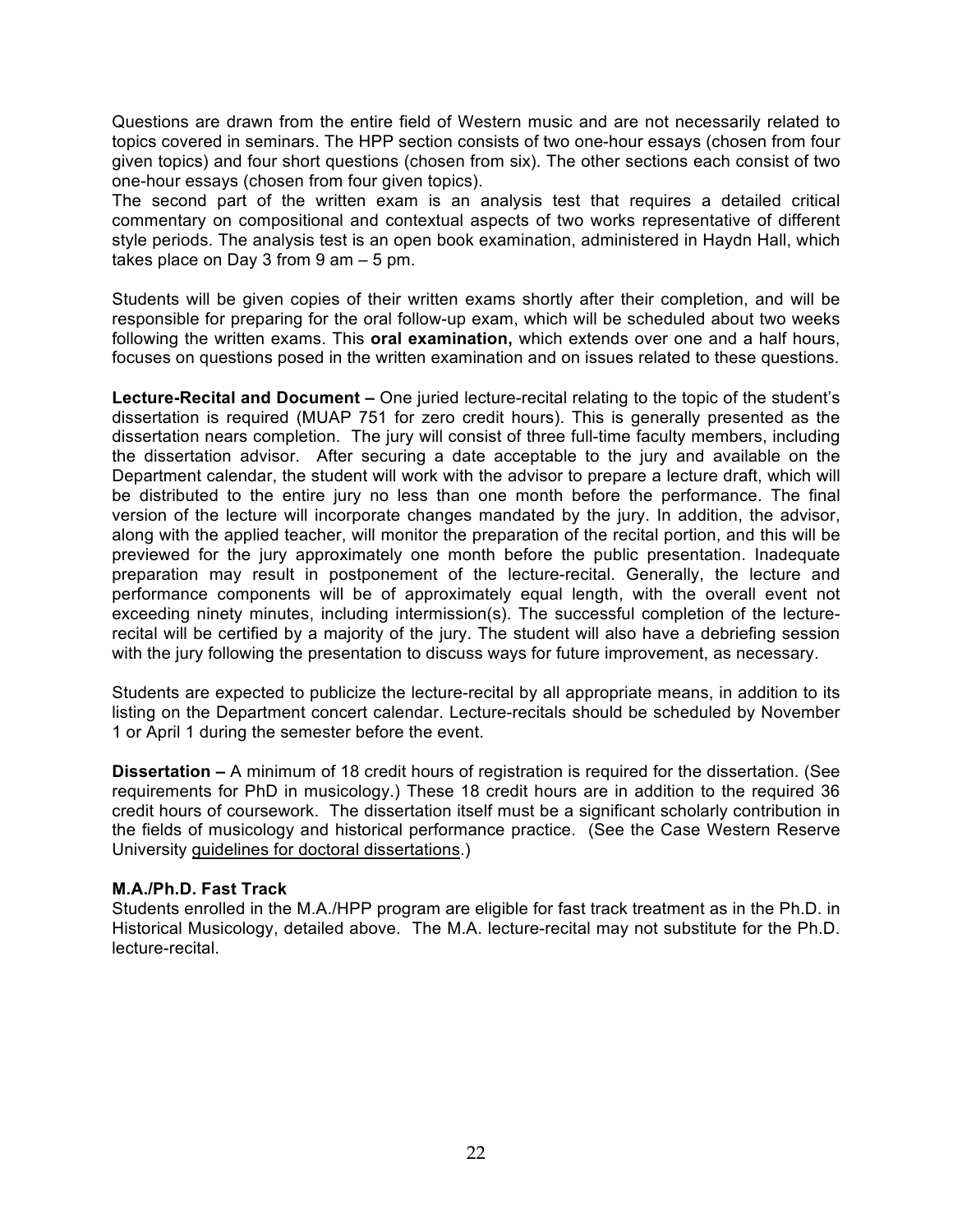Questions are drawn from the entire field of Western music and are not necessarily related to topics covered in seminars. The HPP section consists of two one-hour essays (chosen from four given topics) and four short questions (chosen from six). The other sections each consist of two one-hour essays (chosen from four given topics).

The second part of the written exam is an analysis test that requires a detailed critical commentary on compositional and contextual aspects of two works representative of different style periods. The analysis test is an open book examination, administered in Haydn Hall, which takes place on Day 3 from 9 am – 5 pm.

Students will be given copies of their written exams shortly after their completion, and will be responsible for preparing for the oral follow-up exam, which will be scheduled about two weeks following the written exams. This **oral examination,** which extends over one and a half hours, focuses on questions posed in the written examination and on issues related to these questions.

**Lecture-Recital and Document –** One juried lecture-recital relating to the topic of the student's dissertation is required (MUAP 751 for zero credit hours). This is generally presented as the dissertation nears completion. The jury will consist of three full-time faculty members, including the dissertation advisor. After securing a date acceptable to the jury and available on the Department calendar, the student will work with the advisor to prepare a lecture draft, which will be distributed to the entire jury no less than one month before the performance. The final version of the lecture will incorporate changes mandated by the jury. In addition, the advisor, along with the applied teacher, will monitor the preparation of the recital portion, and this will be previewed for the jury approximately one month before the public presentation. Inadequate preparation may result in postponement of the lecture-recital. Generally, the lecture and performance components will be of approximately equal length, with the overall event not exceeding ninety minutes, including intermission(s). The successful completion of the lecture-recital will be certified by a majority of the jury. The student will also have a debriefing session with the jury following the presentation to discuss ways for future improvement, as necessary.

Students are expected to publicize the lecture-recital by all appropriate means, in addition to its listing on the Department concert calendar. Lecture-recitals should be scheduled by November 1 or April 1 during the semester before the event.

**Dissertation –** A minimum of 18 credit hours of registration is required for the dissertation. (See requirements for PhD in musicology.) These 18 credit hours are in addition to the required 36 credit hours of coursework. The dissertation itself must be a significant scholarly contribution in the fields of musicology and historical performance practice. (See the Case Western Reserve University guidelines for doctoral dissertations.)

**M.A./Ph.D. Fast Track**

Students enrolled in the M.A./HPP program are eligible for fast track treatment as in the Ph.D. in Historical Musicology, detailed above. The M.A. lecture-recital may not substitute for the Ph.D. lecture-recital.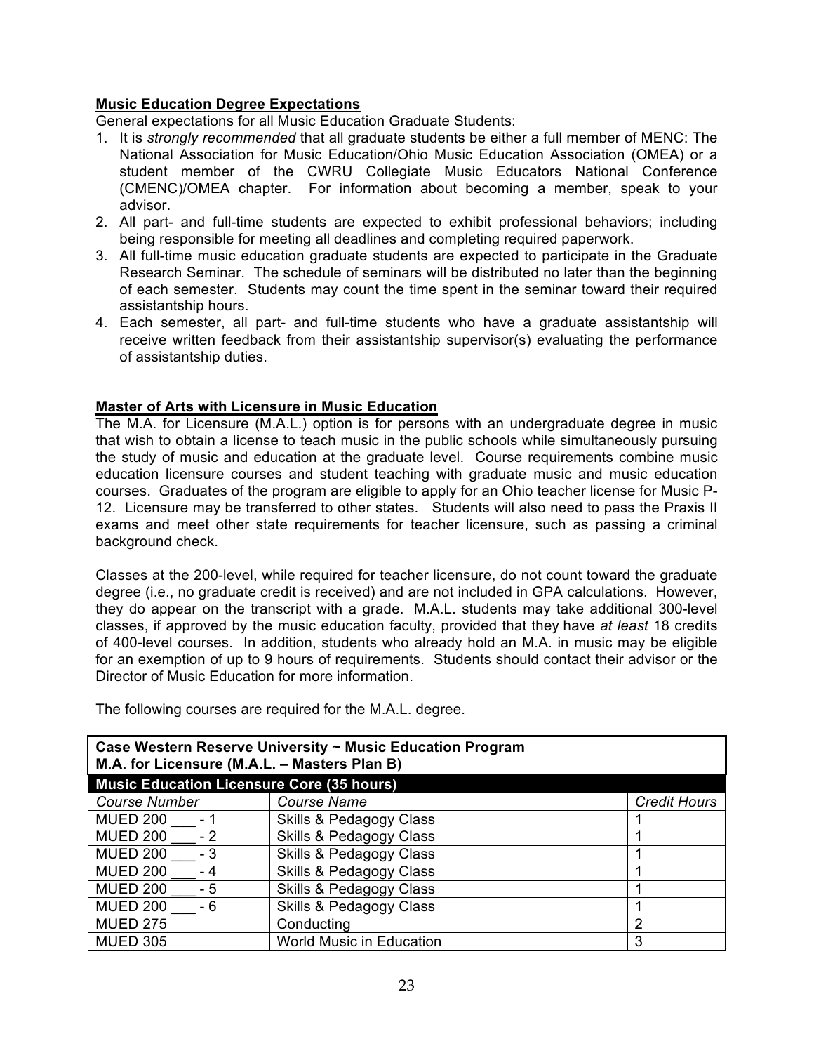**Music Education Degree Expectations**

General expectations for all Music Education Graduate Students:

1. It is *strongly recommended* that all graduate students be either a full member of MENC: The National Association for Music Education/Ohio Music Education Association (OMEA) or a student member of the CWRU Collegiate Music Educators National Conference (CMENC)/OMEA chapter. For information about becoming a member, speak to your advisor.
2. All part- and full-time students are expected to exhibit professional behaviors; including being responsible for meeting all deadlines and completing required paperwork.
3. All full-time music education graduate students are expected to participate in the Graduate Research Seminar. The schedule of seminars will be distributed no later than the beginning of each semester. Students may count the time spent in the seminar toward their required assistantship hours.
4. Each semester, all part- and full-time students who have a graduate assistantship will receive written feedback from their assistantship supervisor(s) evaluating the performance of assistantship duties.

**Master of Arts with Licensure in Music Education**

The M.A. for Licensure (M.A.L.) option is for persons with an undergraduate degree in music that wish to obtain a license to teach music in the public schools while simultaneously pursuing the study of music and education at the graduate level. Course requirements combine music education licensure courses and student teaching with graduate music and music education courses. Graduates of the program are eligible to apply for an Ohio teacher license for Music P-12. Licensure may be transferred to other states. Students will also need to pass the Praxis II exams and meet other state requirements for teacher licensure, such as passing a criminal background check.

Classes at the 200-level, while required for teacher licensure, do not count toward the graduate degree (i.e., no graduate credit is received) and are not included in GPA calculations. However, they do appear on the transcript with a grade. M.A.L. students may take additional 300-level classes, if approved by the music education faculty, provided that they have *at least* 18 credits of 400-level courses. In addition, students who already hold an M.A. in music may be eligible for an exemption of up to 9 hours of requirements. Students should contact their advisor or the Director of Music Education for more information.

The following courses are required for the M.A.L. degree.

| **Case Western Reserve University ~ Music Education Program<br>M.A. for Licensure (M.A.L. – Masters Plan B)** | | |
|---|---|---|
| **Music Education Licensure Core (35 hours)** | | |
| *Course Number* | *Course Name* | *Credit Hours* |
| MUED 200 ___ - 1 | Skills & Pedagogy Class | 1 |
| MUED 200 ___ - 2 | Skills & Pedagogy Class | 1 |
| MUED 200 ___ - 3 | Skills & Pedagogy Class | 1 |
| MUED 200 ___ - 4 | Skills & Pedagogy Class | 1 |
| MUED 200 ___ - 5 | Skills & Pedagogy Class | 1 |
| MUED 200 ___ - 6 | Skills & Pedagogy Class | 1 |
| MUED 275 | Conducting | 2 |
| MUED 305 | World Music in Education | 3 |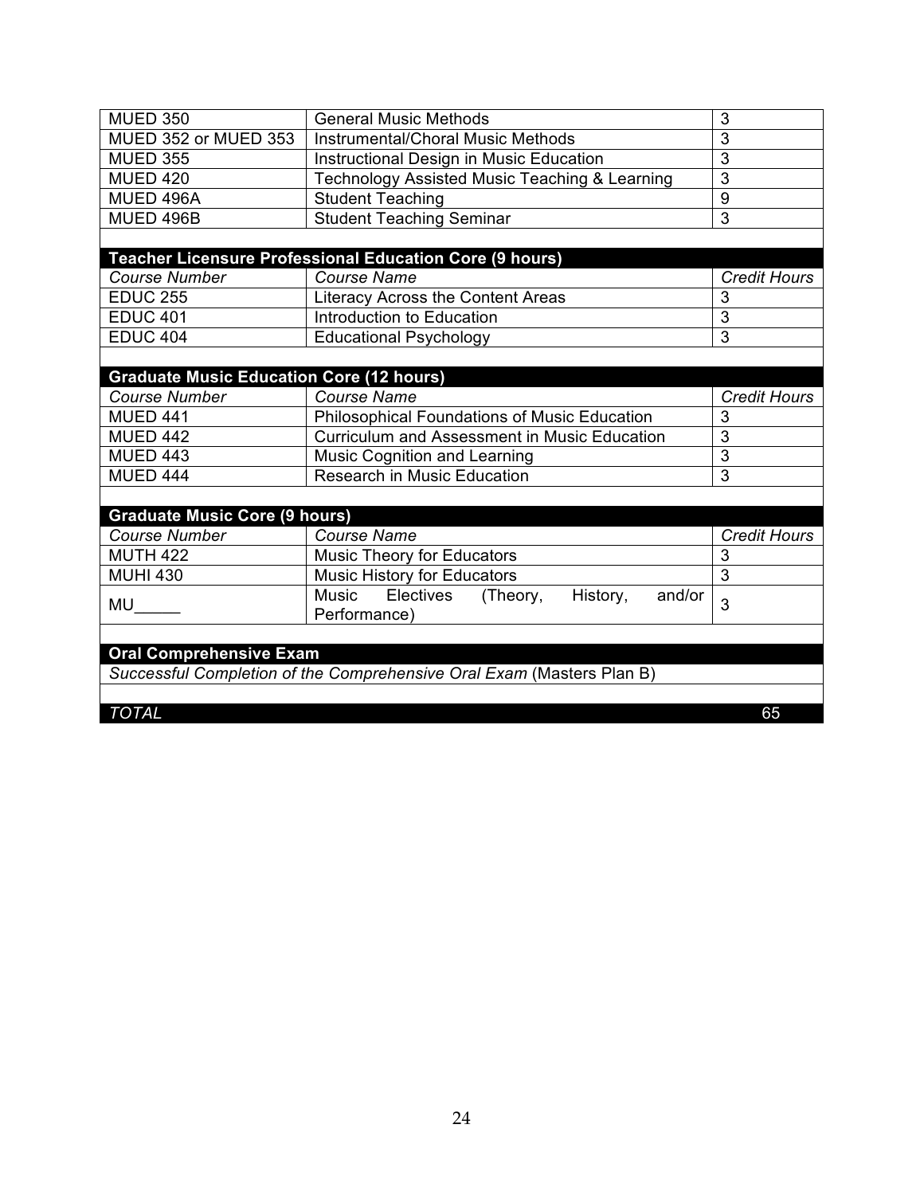| | | |
|---|---|---|
| MUED 350 | General Music Methods | 3 |
| MUED 352 or MUED 353 | Instrumental/Choral Music Methods | 3 |
| MUED 355 | Instructional Design in Music Education | 3 |
| MUED 420 | Technology Assisted Music Teaching & Learning | 3 |
| MUED 496A | Student Teaching | 9 |
| MUED 496B | Student Teaching Seminar | 3 |

**Teacher Licensure Professional Education Core (9 hours)**

| *Course Number* | *Course Name* | *Credit Hours* |
|---|---|---|
| EDUC 255 | Literacy Across the Content Areas | 3 |
| EDUC 401 | Introduction to Education | 3 |
| EDUC 404 | Educational Psychology | 3 |

**Graduate Music Education Core (12 hours)**

| *Course Number* | *Course Name* | *Credit Hours* |
|---|---|---|
| MUED 441 | Philosophical Foundations of Music Education | 3 |
| MUED 442 | Curriculum and Assessment in Music Education | 3 |
| MUED 443 | Music Cognition and Learning | 3 |
| MUED 444 | Research in Music Education | 3 |

**Graduate Music Core (9 hours)**

| *Course Number* | *Course Name* | *Credit Hours* |
|---|---|---|
| MUTH 422 | Music Theory for Educators | 3 |
| MUHI 430 | Music History for Educators | 3 |
| MU_____ | Music Electives (Theory, History, and/or Performance) | 3 |

**Oral Comprehensive Exam**

*Successful Completion of the Comprehensive Oral Exam* (Masters Plan B)

| *TOTAL* | 65 |
|---|---|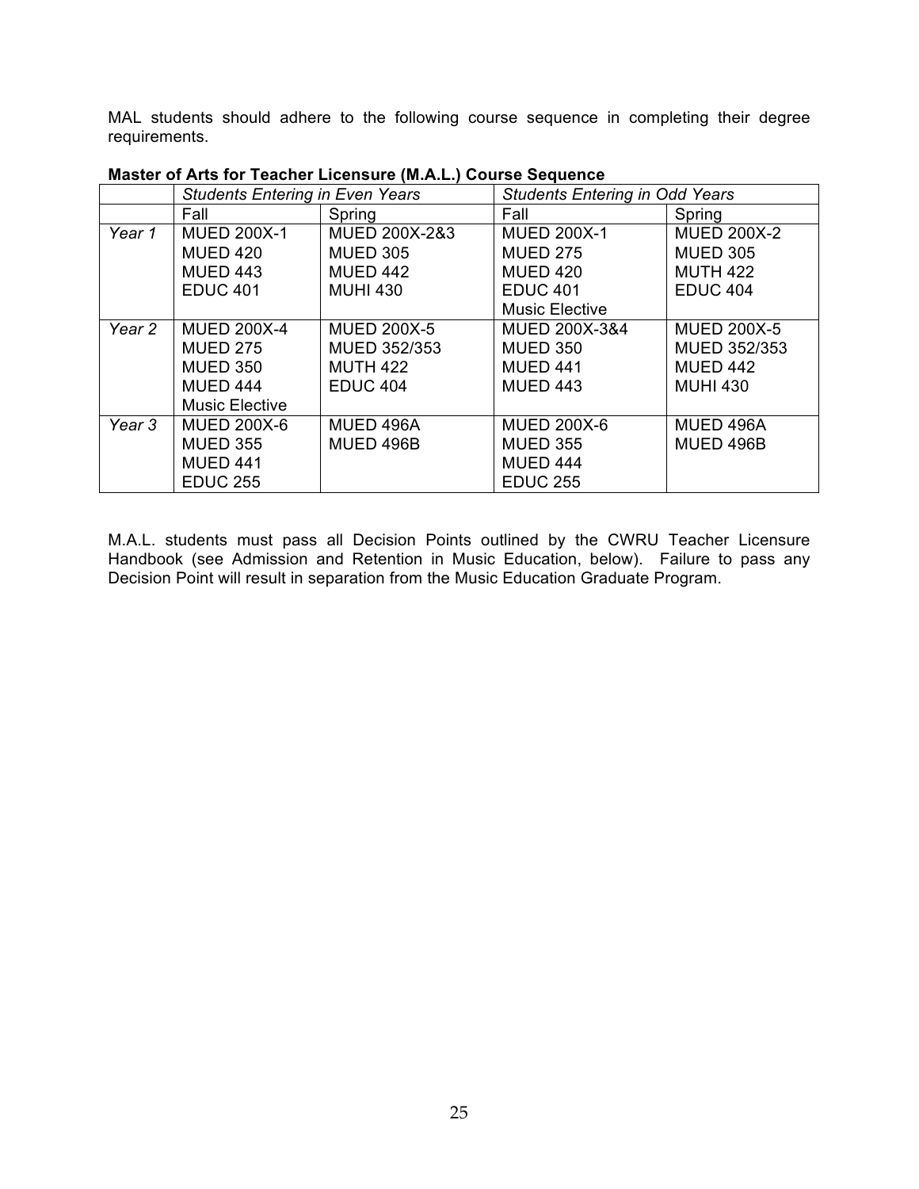MAL students should adhere to the following course sequence in completing their degree requirements.

**Master of Arts for Teacher Licensure (M.A.L.) Course Sequence**

| | *Students Entering in Even Years* | | *Students Entering in Odd Years* | |
|---|---|---|---|---|
| | Fall | Spring | Fall | Spring |
| *Year 1* | MUED 200X-1<br>MUED 420<br>MUED 443<br>EDUC 401 | MUED 200X-2&3<br>MUED 305<br>MUED 442<br>MUHI 430 | MUED 200X-1<br>MUED 275<br>MUED 420<br>EDUC 401<br>Music Elective | MUED 200X-2<br>MUED 305<br>MUTH 422<br>EDUC 404 |
| *Year 2* | MUED 200X-4<br>MUED 275<br>MUED 350<br>MUED 444<br>Music Elective | MUED 200X-5<br>MUED 352/353<br>MUTH 422<br>EDUC 404 | MUED 200X-3&4<br>MUED 350<br>MUED 441<br>MUED 443 | MUED 200X-5<br>MUED 352/353<br>MUED 442<br>MUHI 430 |
| *Year 3* | MUED 200X-6<br>MUED 355<br>MUED 441<br>EDUC 255 | MUED 496A<br>MUED 496B | MUED 200X-6<br>MUED 355<br>MUED 444<br>EDUC 255 | MUED 496A<br>MUED 496B |

M.A.L. students must pass all Decision Points outlined by the CWRU Teacher Licensure Handbook (see Admission and Retention in Music Education, below). Failure to pass any Decision Point will result in separation from the Music Education Graduate Program.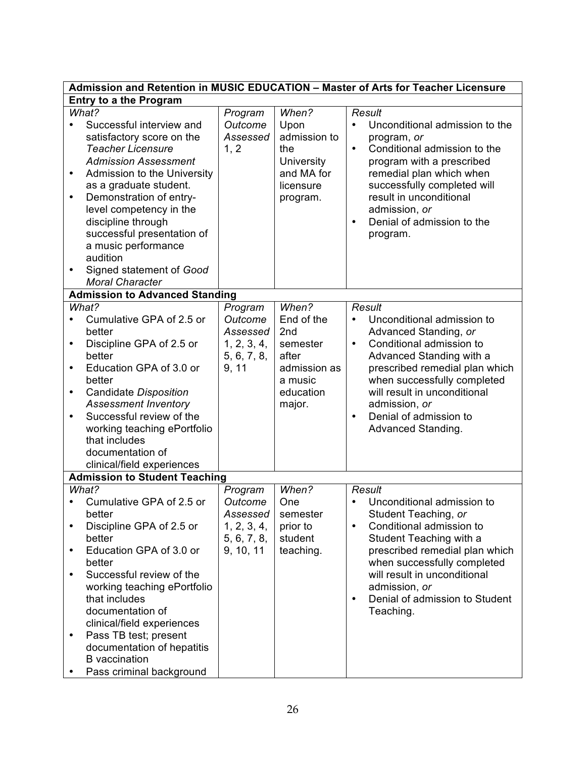| Admission and Retention in MUSIC EDUCATION – Master of Arts for Teacher Licensure | | | |
|---|---|---|---|
| **Entry to a the Program** | | | |
| *What?*<br>• Successful interview and satisfactory score on the *Teacher Licensure Admission Assessment*<br>• Admission to the University as a graduate student.<br>• Demonstration of entry-level competency in the discipline through successful presentation of a music performance audition<br>• Signed statement of *Good Moral Character* | *Program Outcome Assessed*<br>1, 2 | *When?*<br>Upon admission to the University and MA for licensure program. | *Result*<br>• Unconditional admission to the program, *or*<br>• Conditional admission to the program with a prescribed remedial plan which when successfully completed will result in unconditional admission, *or*<br>• Denial of admission to the program. |
| **Admission to Advanced Standing** | | | |
| *What?*<br>• Cumulative GPA of 2.5 or better<br>• Discipline GPA of 2.5 or better<br>• Education GPA of 3.0 or better<br>• Candidate *Disposition Assessment Inventory*<br>• Successful review of the working teaching ePortfolio that includes documentation of clinical/field experiences | *Program Outcome Assessed*<br>1, 2, 3, 4, 5, 6, 7, 8, 9, 11 | *When?*<br>End of the 2nd semester after admission as a music education major. | *Result*<br>• Unconditional admission to Advanced Standing, *or*<br>• Conditional admission to Advanced Standing with a prescribed remedial plan which when successfully completed will result in unconditional admission, *or*<br>• Denial of admission to Advanced Standing. |
| **Admission to Student Teaching** | | | |
| *What?*<br>• Cumulative GPA of 2.5 or better<br>• Discipline GPA of 2.5 or better<br>• Education GPA of 3.0 or better<br>• Successful review of the working teaching ePortfolio that includes documentation of clinical/field experiences<br>• Pass TB test; present documentation of hepatitis B vaccination<br>• Pass criminal background | *Program Outcome Assessed*<br>1, 2, 3, 4, 5, 6, 7, 8, 9, 10, 11 | *When?*<br>One semester prior to student teaching. | *Result*<br>• Unconditional admission to Student Teaching, *or*<br>• Conditional admission to Student Teaching with a prescribed remedial plan which when successfully completed will result in unconditional admission, *or*<br>• Denial of admission to Student Teaching. |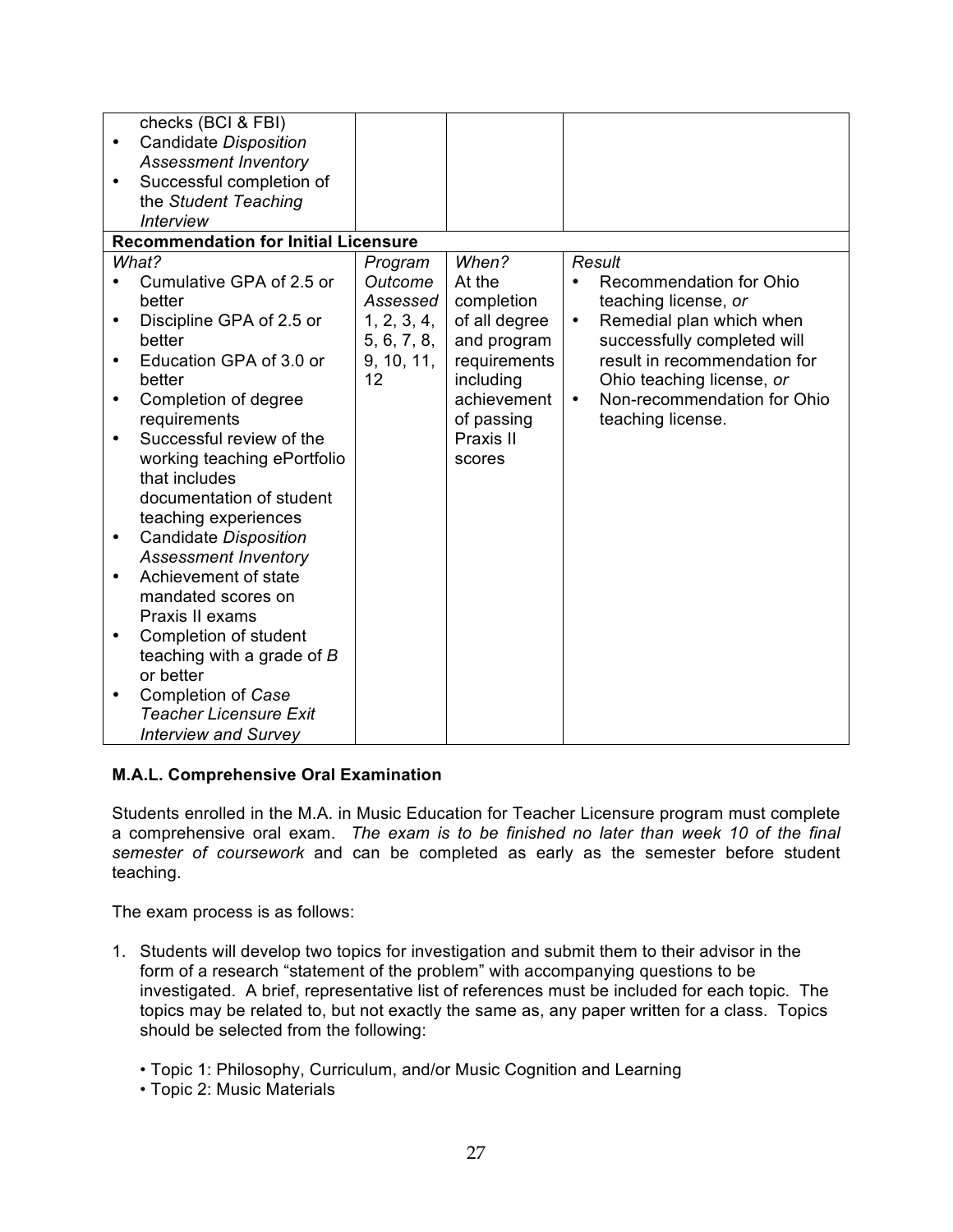| | | | |
|---|---|---|---|
| checks (BCI & FBI)<br>• Candidate *Disposition Assessment Inventory*<br>• Successful completion of the *Student Teaching Interview* | | | |
| **Recommendation for Initial Licensure** | | | |
| *What?*<br>• Cumulative GPA of 2.5 or better<br>• Discipline GPA of 2.5 or better<br>• Education GPA of 3.0 or better<br>• Completion of degree requirements<br>• Successful review of the working teaching ePortfolio that includes documentation of student teaching experiences<br>• Candidate *Disposition Assessment Inventory*<br>• Achievement of state mandated scores on Praxis II exams<br>• Completion of student teaching with a grade of *B* or better<br>• Completion of *Case Teacher Licensure Exit Interview and Survey* | *Program Outcome Assessed*<br>1, 2, 3, 4, 5, 6, 7, 8, 9, 10, 11, 12 | *When?*<br>At the completion of all degree and program requirements including achievement of passing Praxis II scores | *Result*<br>• Recommendation for Ohio teaching license, *or*<br>• Remedial plan which when successfully completed will result in recommendation for Ohio teaching license, *or*<br>• Non-recommendation for Ohio teaching license. |

**M.A.L. Comprehensive Oral Examination**

Students enrolled in the M.A. in Music Education for Teacher Licensure program must complete a comprehensive oral exam. *The exam is to be finished no later than week 10 of the final semester of coursework* and can be completed as early as the semester before student teaching.

The exam process is as follows:

1. Students will develop two topics for investigation and submit them to their advisor in the form of a research "statement of the problem" with accompanying questions to be investigated. A brief, representative list of references must be included for each topic. The topics may be related to, but not exactly the same as, any paper written for a class. Topics should be selected from the following:

   • Topic 1: Philosophy, Curriculum, and/or Music Cognition and Learning
   • Topic 2: Music Materials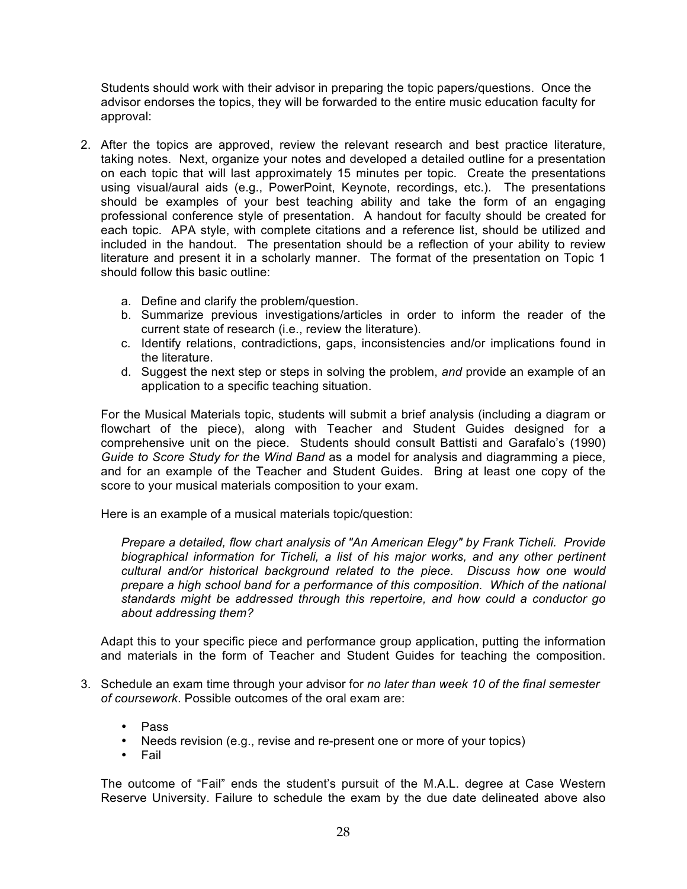Students should work with their advisor in preparing the topic papers/questions. Once the advisor endorses the topics, they will be forwarded to the entire music education faculty for approval:

2. After the topics are approved, review the relevant research and best practice literature, taking notes. Next, organize your notes and developed a detailed outline for a presentation on each topic that will last approximately 15 minutes per topic. Create the presentations using visual/aural aids (e.g., PowerPoint, Keynote, recordings, etc.). The presentations should be examples of your best teaching ability and take the form of an engaging professional conference style of presentation. A handout for faculty should be created for each topic. APA style, with complete citations and a reference list, should be utilized and included in the handout. The presentation should be a reflection of your ability to review literature and present it in a scholarly manner. The format of the presentation on Topic 1 should follow this basic outline:

   a. Define and clarify the problem/question.
   b. Summarize previous investigations/articles in order to inform the reader of the current state of research (i.e., review the literature).
   c. Identify relations, contradictions, gaps, inconsistencies and/or implications found in the literature.
   d. Suggest the next step or steps in solving the problem, *and* provide an example of an application to a specific teaching situation.

   For the Musical Materials topic, students will submit a brief analysis (including a diagram or flowchart of the piece), along with Teacher and Student Guides designed for a comprehensive unit on the piece. Students should consult Battisti and Garafalo's (1990) *Guide to Score Study for the Wind Band* as a model for analysis and diagramming a piece, and for an example of the Teacher and Student Guides. Bring at least one copy of the score to your musical materials composition to your exam.

   Here is an example of a musical materials topic/question:

   > *Prepare a detailed, flow chart analysis of "An American Elegy" by Frank Ticheli. Provide biographical information for Ticheli, a list of his major works, and any other pertinent cultural and/or historical background related to the piece. Discuss how one would prepare a high school band for a performance of this composition. Which of the national standards might be addressed through this repertoire, and how could a conductor go about addressing them?*

   Adapt this to your specific piece and performance group application, putting the information and materials in the form of Teacher and Student Guides for teaching the composition.

3. Schedule an exam time through your advisor for *no later than week 10 of the final semester of coursework*. Possible outcomes of the oral exam are:

   - Pass
   - Needs revision (e.g., revise and re-present one or more of your topics)
   - Fail

   The outcome of "Fail" ends the student's pursuit of the M.A.L. degree at Case Western Reserve University. Failure to schedule the exam by the due date delineated above also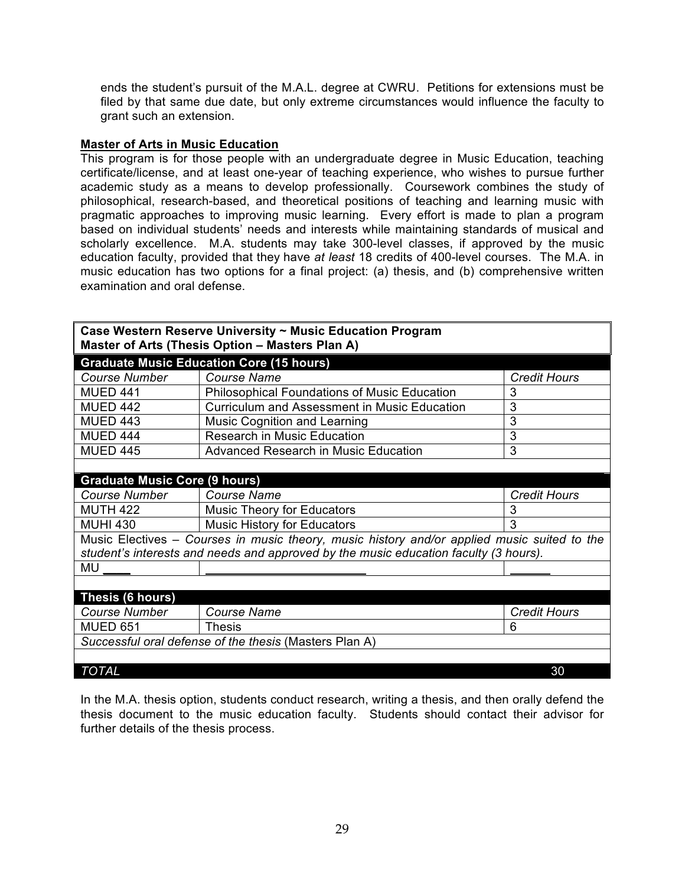ends the student's pursuit of the M.A.L. degree at CWRU. Petitions for extensions must be filed by that same due date, but only extreme circumstances would influence the faculty to grant such an extension.

**<u>Master of Arts in Music Education</u>**

This program is for those people with an undergraduate degree in Music Education, teaching certificate/license, and at least one-year of teaching experience, who wishes to pursue further academic study as a means to develop professionally. Coursework combines the study of philosophical, research-based, and theoretical positions of teaching and learning music with pragmatic approaches to improving music learning. Every effort is made to plan a program based on individual students' needs and interests while maintaining standards of musical and scholarly excellence. M.A. students may take 300-level classes, if approved by the music education faculty, provided that they have *at least* 18 credits of 400-level courses. The M.A. in music education has two options for a final project: (a) thesis, and (b) comprehensive written examination and oral defense.

| **Case Western Reserve University ~ Music Education Program<br>Master of Arts (Thesis Option – Masters Plan A)** | | |
|---|---|---|
| **Graduate Music Education Core (15 hours)** | | |
| *Course Number* | *Course Name* | *Credit Hours* |
| MUED 441 | Philosophical Foundations of Music Education | 3 |
| MUED 442 | Curriculum and Assessment in Music Education | 3 |
| MUED 443 | Music Cognition and Learning | 3 |
| MUED 444 | Research in Music Education | 3 |
| MUED 445 | Advanced Research in Music Education | 3 |
| | | |
| **Graduate Music Core (9 hours)** | | |
| *Course Number* | *Course Name* | *Credit Hours* |
| MUTH 422 | Music Theory for Educators | 3 |
| MUHI 430 | Music History for Educators | 3 |
| Music Electives – *Courses in music theory, music history and/or applied music suited to the student's interests and needs and approved by the music education faculty (3 hours).* | | |
| MU ____ | ________________________ | ______ |
| | | |
| **Thesis (6 hours)** | | |
| *Course Number* | *Course Name* | *Credit Hours* |
| MUED 651 | Thesis | 6 |
| *Successful oral defense of the thesis* (Masters Plan A) | | |
| | | |
| *TOTAL* | | 30 |

In the M.A. thesis option, students conduct research, writing a thesis, and then orally defend the thesis document to the music education faculty. Students should contact their advisor for further details of the thesis process.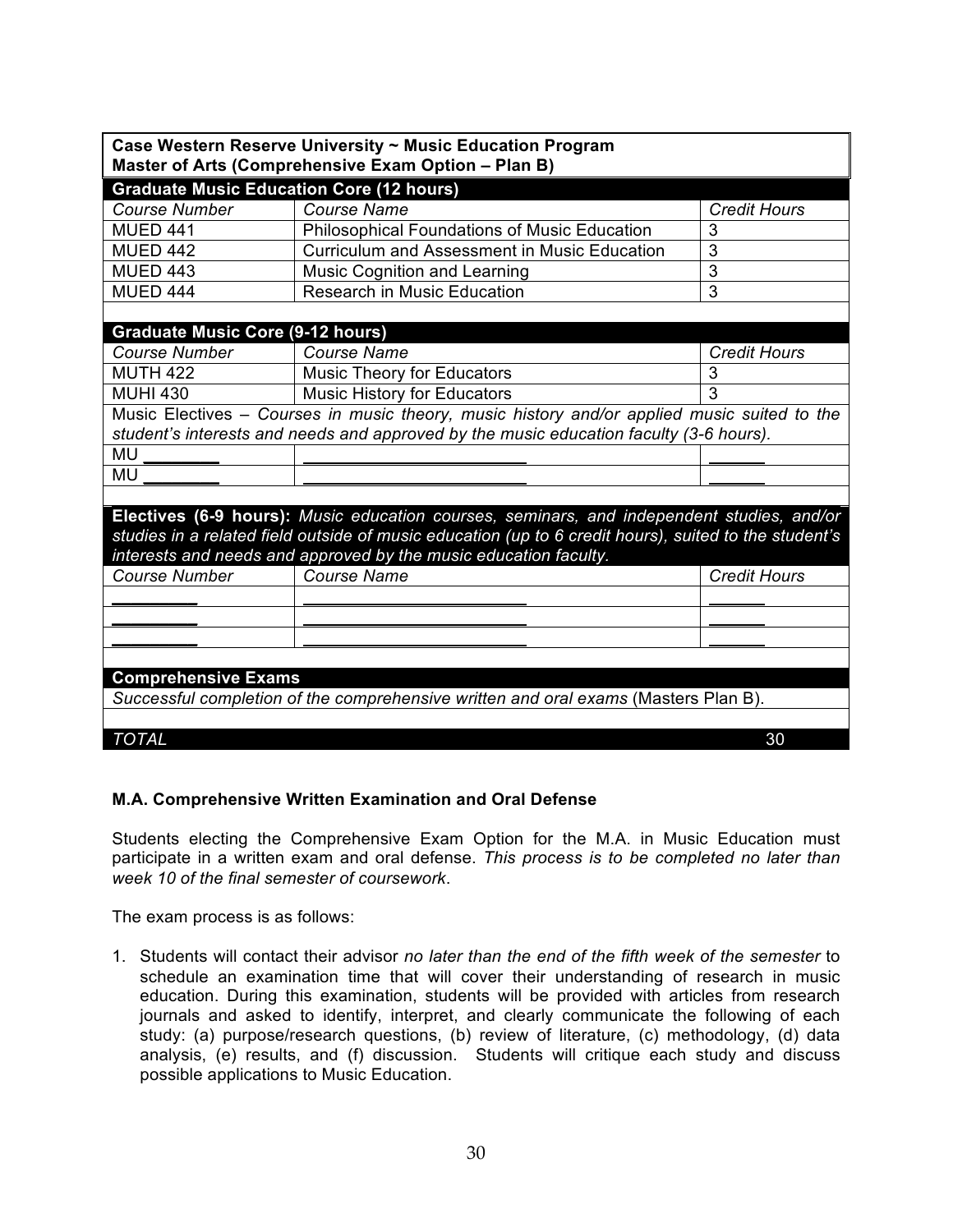| **Case Western Reserve University ~ Music Education Program<br>Master of Arts (Comprehensive Exam Option – Plan B)** | | |
|---|---|---|
| **Graduate Music Education Core (12 hours)** | | |
| *Course Number* | *Course Name* | *Credit Hours* |
| MUED 441 | Philosophical Foundations of Music Education | 3 |
| MUED 442 | Curriculum and Assessment in Music Education | 3 |
| MUED 443 | Music Cognition and Learning | 3 |
| MUED 444 | Research in Music Education | 3 |
| | | |
| **Graduate Music Core (9-12 hours)** | | |
| *Course Number* | *Course Name* | *Credit Hours* |
| MUTH 422 | Music Theory for Educators | 3 |
| MUHI 430 | Music History for Educators | 3 |
| Music Electives – *Courses in music theory, music history and/or applied music suited to the student's interests and needs and approved by the music education faculty (3-6 hours).* | | |
| MU ________ | ________________________ | ______ |
| MU ________ | ________________________ | ______ |
| | | |
| **Electives (6-9 hours):** *Music education courses, seminars, and independent studies, and/or studies in a related field outside of music education (up to 6 credit hours), suited to the student's interests and needs and approved by the music education faculty.* | | |
| *Course Number* | *Course Name* | *Credit Hours* |
| _________ | ________________________ | ______ |
| _________ | ________________________ | ______ |
| _________ | ________________________ | ______ |
| | | |
| **Comprehensive Exams** | | |
| *Successful completion of the comprehensive written and oral exams* (Masters Plan B). | | |
| | | |
| *TOTAL* | | 30 |

**M.A. Comprehensive Written Examination and Oral Defense**

Students electing the Comprehensive Exam Option for the M.A. in Music Education must participate in a written exam and oral defense. *This process is to be completed no later than week 10 of the final semester of coursework*.

The exam process is as follows:

1. Students will contact their advisor *no later than the end of the fifth week of the semester* to schedule an examination time that will cover their understanding of research in music education. During this examination, students will be provided with articles from research journals and asked to identify, interpret, and clearly communicate the following of each study: (a) purpose/research questions, (b) review of literature, (c) methodology, (d) data analysis, (e) results, and (f) discussion. Students will critique each study and discuss possible applications to Music Education.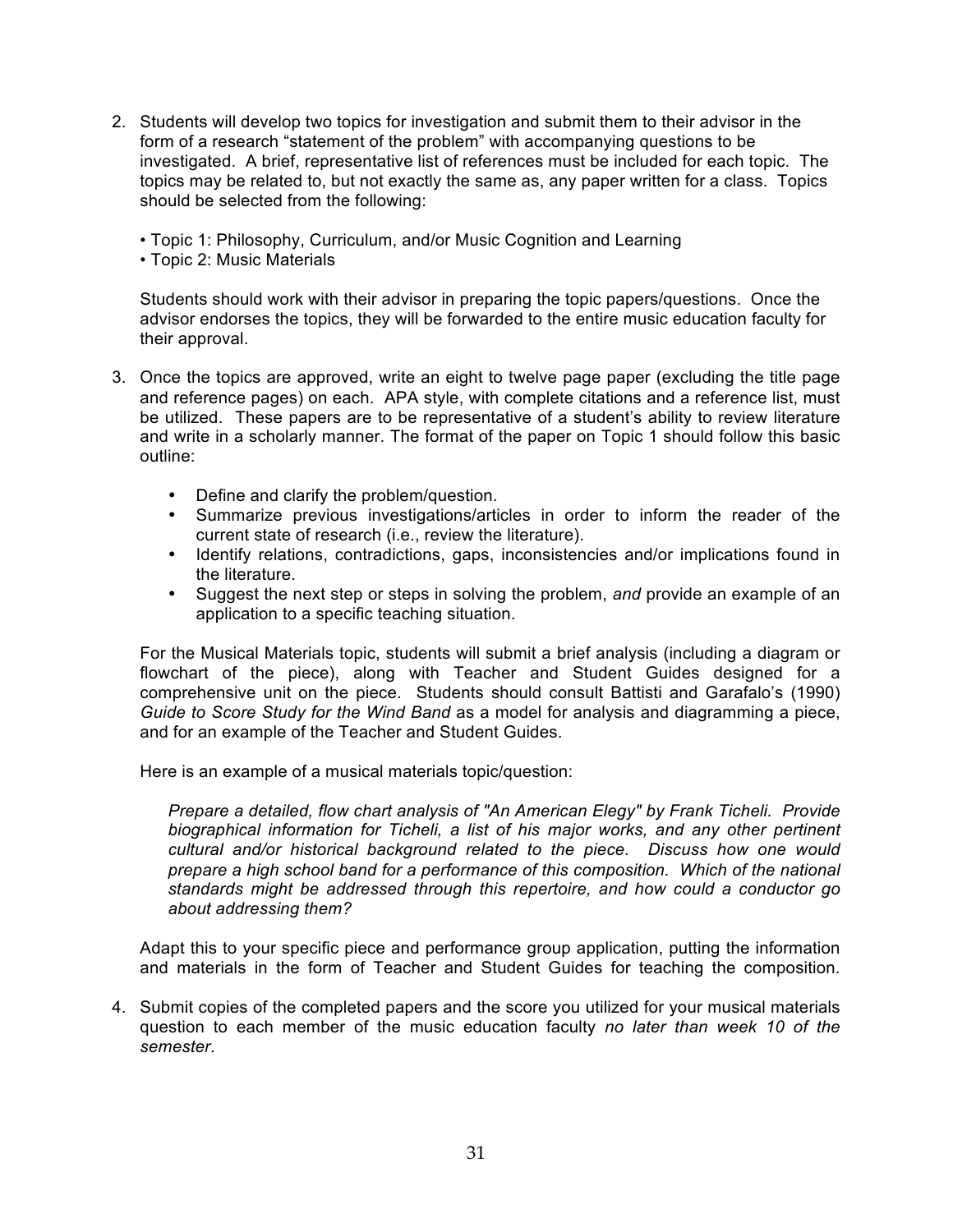2. Students will develop two topics for investigation and submit them to their advisor in the form of a research "statement of the problem" with accompanying questions to be investigated. A brief, representative list of references must be included for each topic. The topics may be related to, but not exactly the same as, any paper written for a class. Topics should be selected from the following:

   • Topic 1: Philosophy, Curriculum, and/or Music Cognition and Learning
   • Topic 2: Music Materials

   Students should work with their advisor in preparing the topic papers/questions. Once the advisor endorses the topics, they will be forwarded to the entire music education faculty for their approval.

3. Once the topics are approved, write an eight to twelve page paper (excluding the title page and reference pages) on each. APA style, with complete citations and a reference list, must be utilized. These papers are to be representative of a student's ability to review literature and write in a scholarly manner. The format of the paper on Topic 1 should follow this basic outline:

   - Define and clarify the problem/question.
   - Summarize previous investigations/articles in order to inform the reader of the current state of research (i.e., review the literature).
   - Identify relations, contradictions, gaps, inconsistencies and/or implications found in the literature.
   - Suggest the next step or steps in solving the problem, *and* provide an example of an application to a specific teaching situation.

   For the Musical Materials topic, students will submit a brief analysis (including a diagram or flowchart of the piece), along with Teacher and Student Guides designed for a comprehensive unit on the piece. Students should consult Battisti and Garafalo's (1990) *Guide to Score Study for the Wind Band* as a model for analysis and diagramming a piece, and for an example of the Teacher and Student Guides.

   Here is an example of a musical materials topic/question:

   > *Prepare a detailed, flow chart analysis of "An American Elegy" by Frank Ticheli. Provide biographical information for Ticheli, a list of his major works, and any other pertinent cultural and/or historical background related to the piece. Discuss how one would prepare a high school band for a performance of this composition. Which of the national standards might be addressed through this repertoire, and how could a conductor go about addressing them?*

   Adapt this to your specific piece and performance group application, putting the information and materials in the form of Teacher and Student Guides for teaching the composition.

4. Submit copies of the completed papers and the score you utilized for your musical materials question to each member of the music education faculty *no later than week 10 of the semester*.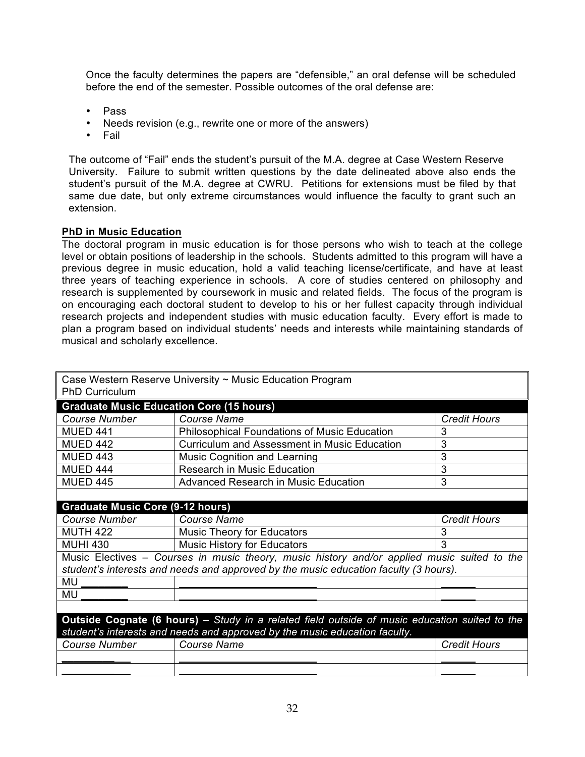Once the faculty determines the papers are "defensible," an oral defense will be scheduled before the end of the semester. Possible outcomes of the oral defense are:

- Pass
- Needs revision (e.g., rewrite one or more of the answers)
- Fail

The outcome of "Fail" ends the student's pursuit of the M.A. degree at Case Western Reserve University. Failure to submit written questions by the date delineated above also ends the student's pursuit of the M.A. degree at CWRU. Petitions for extensions must be filed by that same due date, but only extreme circumstances would influence the faculty to grant such an extension.

**PhD in Music Education**

The doctoral program in music education is for those persons who wish to teach at the college level or obtain positions of leadership in the schools. Students admitted to this program will have a previous degree in music education, hold a valid teaching license/certificate, and have at least three years of teaching experience in schools. A core of studies centered on philosophy and research is supplemented by coursework in music and related fields. The focus of the program is on encouraging each doctoral student to develop to his or her fullest capacity through individual research projects and independent studies with music education faculty. Every effort is made to plan a program based on individual students' needs and interests while maintaining standards of musical and scholarly excellence.

| Case Western Reserve University ~ Music Education Program<br>PhD Curriculum | | |
|---|---|---|
| **Graduate Music Education Core (15 hours)** | | |
| *Course Number* | *Course Name* | *Credit Hours* |
| MUED 441 | Philosophical Foundations of Music Education | 3 |
| MUED 442 | Curriculum and Assessment in Music Education | 3 |
| MUED 443 | Music Cognition and Learning | 3 |
| MUED 444 | Research in Music Education | 3 |
| MUED 445 | Advanced Research in Music Education | 3 |
| | | |
| **Graduate Music Core (9-12 hours)** | | |
| *Course Number* | *Course Name* | *Credit Hours* |
| MUTH 422 | Music Theory for Educators | 3 |
| MUHI 430 | Music History for Educators | 3 |
| Music Electives – *Courses in music theory, music history and/or applied music suited to the student's interests and needs and approved by the music education faculty (3 hours).* | | |
| MU ________ | ________________________ | ______ |
| MU ________ | ________________________ | ______ |
| | | |
| **Outside Cognate (6 hours) –** *Study in a related field outside of music education suited to the student's interests and needs and approved by the music education faculty.* | | |
| *Course Number* | *Course Name* | *Credit Hours* |
| __________ | ________________________ | ______ |
| __________ | ________________________ | ______ |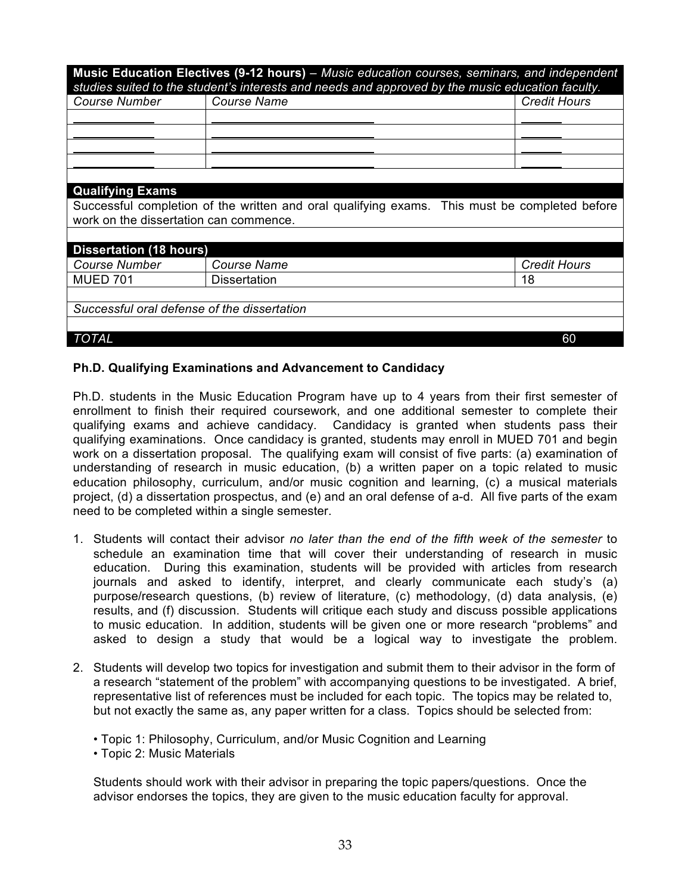| **Music Education Electives (9-12 hours)** – *Music education courses, seminars, and independent studies suited to the student's interests and needs and approved by the music education faculty.* | | |
|---|---|---|
| *Course Number* | *Course Name* | *Credit Hours* |
| ____________ | ________________________ | ______ |
| ____________ | ________________________ | ______ |
| ____________ | ________________________ | ______ |
| ____________ | ________________________ | ______ |
| | | |
| **Qualifying Exams** | | |
| Successful completion of the written and oral qualifying exams. This must be completed before work on the dissertation can commence. | | |
| | | |
| **Dissertation (18 hours)** | | |
| *Course Number* | *Course Name* | *Credit Hours* |
| MUED 701 | Dissertation | 18 |
| | | |
| *Successful oral defense of the dissertation* | | |
| | | |
| *TOTAL* | | 60 |

**Ph.D. Qualifying Examinations and Advancement to Candidacy**

Ph.D. students in the Music Education Program have up to 4 years from their first semester of enrollment to finish their required coursework, and one additional semester to complete their qualifying exams and achieve candidacy. Candidacy is granted when students pass their qualifying examinations. Once candidacy is granted, students may enroll in MUED 701 and begin work on a dissertation proposal. The qualifying exam will consist of five parts: (a) examination of understanding of research in music education, (b) a written paper on a topic related to music education philosophy, curriculum, and/or music cognition and learning, (c) a musical materials project, (d) a dissertation prospectus, and (e) and an oral defense of a-d. All five parts of the exam need to be completed within a single semester.

1. Students will contact their advisor *no later than the end of the fifth week of the semester* to schedule an examination time that will cover their understanding of research in music education. During this examination, students will be provided with articles from research journals and asked to identify, interpret, and clearly communicate each study's (a) purpose/research questions, (b) review of literature, (c) methodology, (d) data analysis, (e) results, and (f) discussion. Students will critique each study and discuss possible applications to music education. In addition, students will be given one or more research "problems" and asked to design a study that would be a logical way to investigate the problem.

2. Students will develop two topics for investigation and submit them to their advisor in the form of a research "statement of the problem" with accompanying questions to be investigated. A brief, representative list of references must be included for each topic. The topics may be related to, but not exactly the same as, any paper written for a class. Topics should be selected from:

   • Topic 1: Philosophy, Curriculum, and/or Music Cognition and Learning
   • Topic 2: Music Materials

   Students should work with their advisor in preparing the topic papers/questions. Once the advisor endorses the topics, they are given to the music education faculty for approval.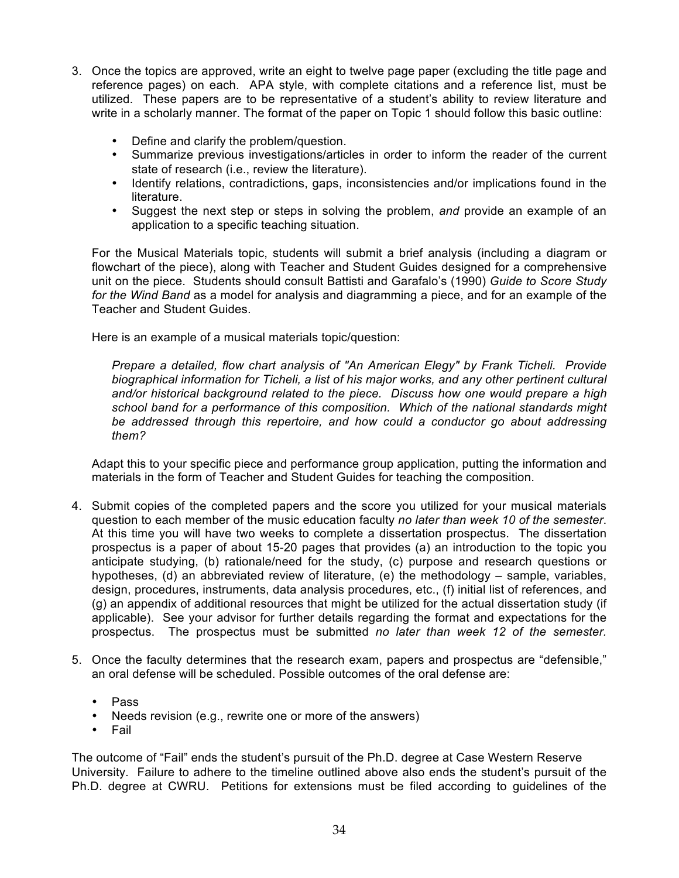3. Once the topics are approved, write an eight to twelve page paper (excluding the title page and reference pages) on each. APA style, with complete citations and a reference list, must be utilized. These papers are to be representative of a student's ability to review literature and write in a scholarly manner. The format of the paper on Topic 1 should follow this basic outline:

   - Define and clarify the problem/question.
   - Summarize previous investigations/articles in order to inform the reader of the current state of research (i.e., review the literature).
   - Identify relations, contradictions, gaps, inconsistencies and/or implications found in the literature.
   - Suggest the next step or steps in solving the problem, *and* provide an example of an application to a specific teaching situation.

   For the Musical Materials topic, students will submit a brief analysis (including a diagram or flowchart of the piece), along with Teacher and Student Guides designed for a comprehensive unit on the piece. Students should consult Battisti and Garafalo's (1990) *Guide to Score Study for the Wind Band* as a model for analysis and diagramming a piece, and for an example of the Teacher and Student Guides.

   Here is an example of a musical materials topic/question:

   > *Prepare a detailed, flow chart analysis of "An American Elegy" by Frank Ticheli. Provide biographical information for Ticheli, a list of his major works, and any other pertinent cultural and/or historical background related to the piece. Discuss how one would prepare a high school band for a performance of this composition. Which of the national standards might be addressed through this repertoire, and how could a conductor go about addressing them?*

   Adapt this to your specific piece and performance group application, putting the information and materials in the form of Teacher and Student Guides for teaching the composition.

4. Submit copies of the completed papers and the score you utilized for your musical materials question to each member of the music education faculty *no later than week 10 of the semester*. At this time you will have two weeks to complete a dissertation prospectus. The dissertation prospectus is a paper of about 15-20 pages that provides (a) an introduction to the topic you anticipate studying, (b) rationale/need for the study, (c) purpose and research questions or hypotheses, (d) an abbreviated review of literature, (e) the methodology – sample, variables, design, procedures, instruments, data analysis procedures, etc., (f) initial list of references, and (g) an appendix of additional resources that might be utilized for the actual dissertation study (if applicable). See your advisor for further details regarding the format and expectations for the prospectus. The prospectus must be submitted *no later than week 12 of the semester*.

5. Once the faculty determines that the research exam, papers and prospectus are "defensible," an oral defense will be scheduled. Possible outcomes of the oral defense are:

   - Pass
   - Needs revision (e.g., rewrite one or more of the answers)
   - Fail

The outcome of "Fail" ends the student's pursuit of the Ph.D. degree at Case Western Reserve University. Failure to adhere to the timeline outlined above also ends the student's pursuit of the Ph.D. degree at CWRU. Petitions for extensions must be filed according to guidelines of the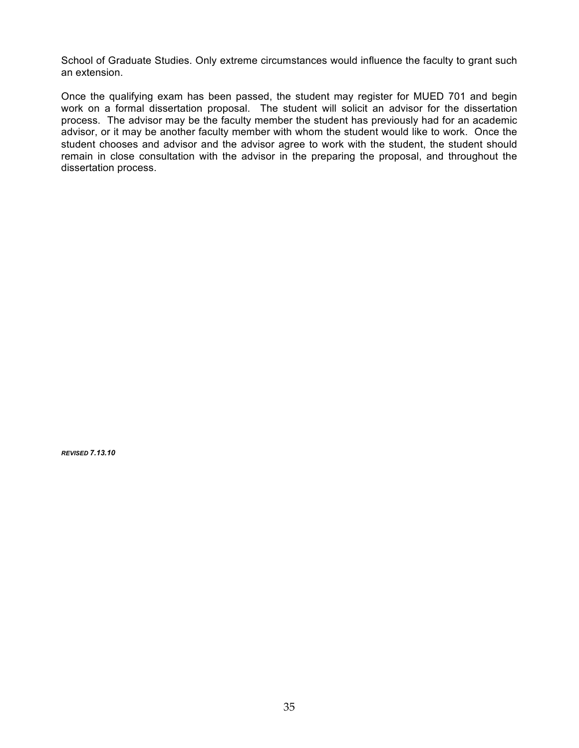School of Graduate Studies. Only extreme circumstances would influence the faculty to grant such an extension.

Once the qualifying exam has been passed, the student may register for MUED 701 and begin work on a formal dissertation proposal. The student will solicit an advisor for the dissertation process. The advisor may be the faculty member the student has previously had for an academic advisor, or it may be another faculty member with whom the student would like to work. Once the student chooses and advisor and the advisor agree to work with the student, the student should remain in close consultation with the advisor in the preparing the proposal, and throughout the dissertation process.

***REVISED 7.13.10***